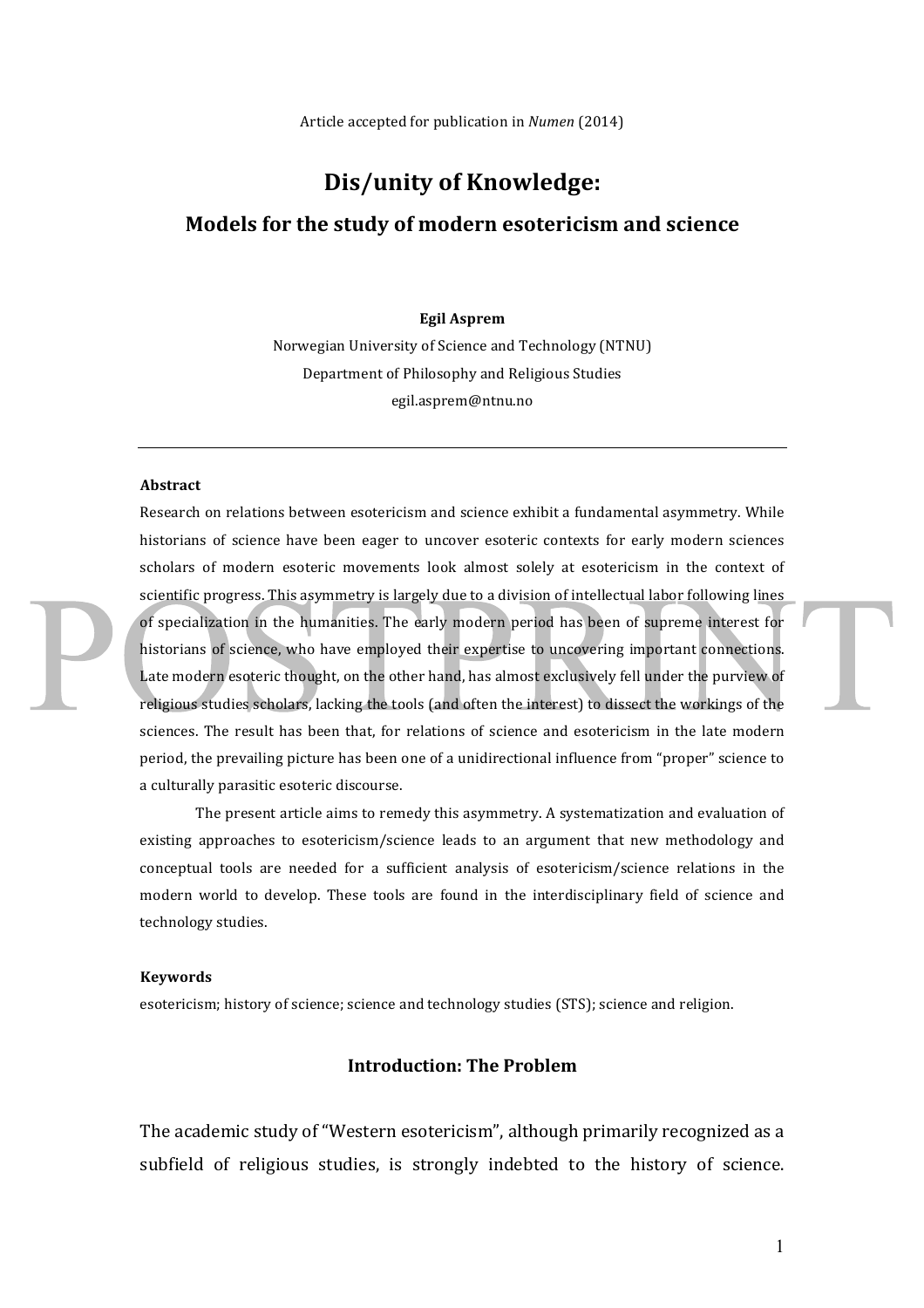Article accepted for publication in *Numen* (2014)

# Dis/unity of Knowledge:

## Models for the study of modern esotericism and science

**Egil Asprem**

Norwegian University of Science and Technology (NTNU)

Department of Philosophy and Religious Studies

egil.asprem@ntnu.no

---

**Abstract**

Research on relations between esotericism and science exhibit a fundamental asymmetry. While historians of science have been eager to uncover esoteric contexts for early modern sciences scholars of modern esoteric movements look almost solely at esotericism in the context of scientific progress. This asymmetry is largely due to a division of intellectual labor following lines of specialization in the humanities. The early modern period has been of supreme interest for historians of science, who have employed their expertise to uncovering important connections. Late modern esoteric thought, on the other hand, has almost exclusively fell under the purview of religious studies scholars, lacking the tools (and often the interest) to dissect the workings of the sciences. The result has been that, for relations of science and esotericism in the late modern period, the prevailing picture has been one of a unidirectional influence from "proper" science to a culturally parasitic esoteric discourse.

The present article aims to remedy this asymmetry. A systematization and evaluation of existing approaches to esotericism/science leads to an argument that new methodology and conceptual tools are needed for a sufficient analysis of esotericism/science relations in the modern world to develop. These tools are found in the interdisciplinary field of science and technology studies.

**Keywords**

esotericism; history of science; science and technology studies (STS); science and religion.

### Introduction: The Problem

The academic study of "Western esotericism", although primarily recognized as a subfield of religious studies, is strongly indebted to the history of science.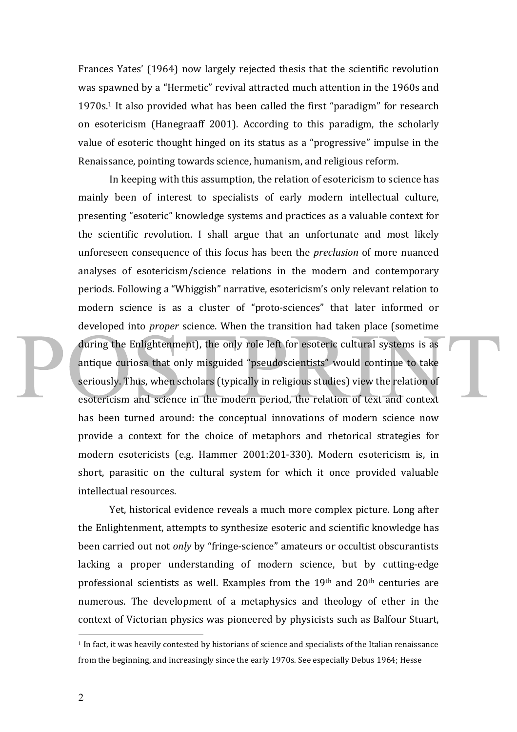Frances Yates' (1964) now largely rejected thesis that the scientific revolution was spawned by a "Hermetic" revival attracted much attention in the 1960s and 1970s.[1] It also provided what has been called the first "paradigm" for research on esotericism (Hanegraaff 2001). According to this paradigm, the scholarly value of esoteric thought hinged on its status as a "progressive" impulse in the Renaissance, pointing towards science, humanism, and religious reform.

In keeping with this assumption, the relation of esotericism to science has mainly been of interest to specialists of early modern intellectual culture, presenting "esoteric" knowledge systems and practices as a valuable context for the scientific revolution. I shall argue that an unfortunate and most likely unforeseen consequence of this focus has been the *preclusion* of more nuanced analyses of esotericism/science relations in the modern and contemporary periods. Following a "Whiggish" narrative, esotericism's only relevant relation to modern science is as a cluster of "proto-sciences" that later informed or developed into *proper* science. When the transition had taken place (sometime during the Enlightenment), the only role left for esoteric cultural systems is as antique curiosa that only misguided "pseudoscientists" would continue to take seriously. Thus, when scholars (typically in religious studies) view the relation of esotericism and science in the modern period, the relation of text and context has been turned around: the conceptual innovations of modern science now provide a context for the choice of metaphors and rhetorical strategies for modern esotericists (e.g. Hammer 2001:201-330). Modern esotericism is, in short, parasitic on the cultural system for which it once provided valuable intellectual resources.

Yet, historical evidence reveals a much more complex picture. Long after the Enlightenment, attempts to synthesize esoteric and scientific knowledge has been carried out not *only* by "fringe-science" amateurs or occultist obscurantists lacking a proper understanding of modern science, but by cutting-edge professional scientists as well. Examples from the 19th and 20th centuries are numerous. The development of a metaphysics and theology of ether in the context of Victorian physics was pioneered by physicists such as Balfour Stuart,

[1] In fact, it was heavily contested by historians of science and specialists of the Italian renaissance from the beginning, and increasingly since the early 1970s. See especially Debus 1964; Hesse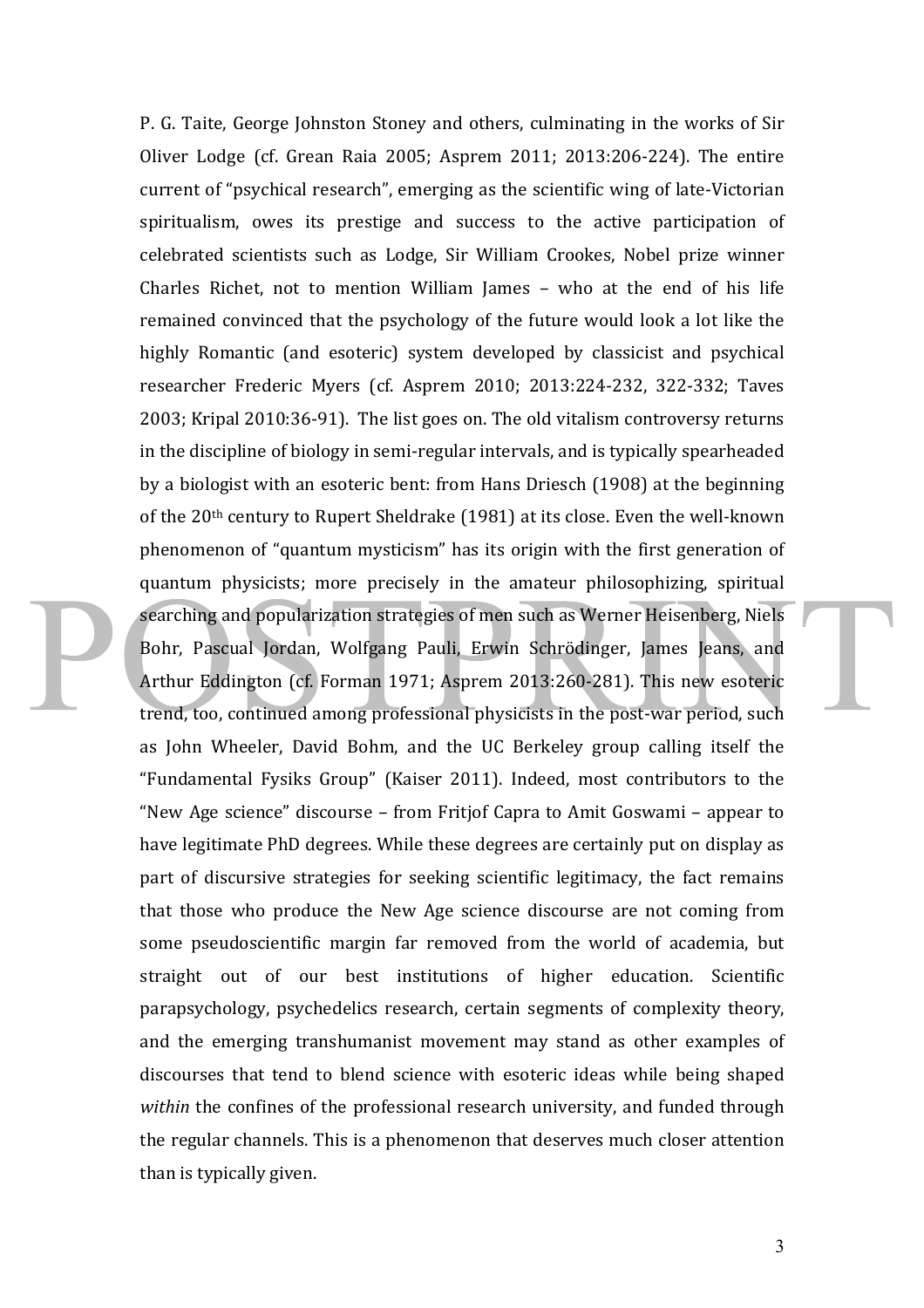P. G. Taite, George Johnston Stoney and others, culminating in the works of Sir Oliver Lodge (cf. Grean Raia 2005; Asprem 2011; 2013:206-224). The entire current of "psychical research", emerging as the scientific wing of late-Victorian spiritualism, owes its prestige and success to the active participation of celebrated scientists such as Lodge, Sir William Crookes, Nobel prize winner Charles Richet, not to mention William James – who at the end of his life remained convinced that the psychology of the future would look a lot like the highly Romantic (and esoteric) system developed by classicist and psychical researcher Frederic Myers (cf. Asprem 2010; 2013:224-232, 322-332; Taves 2003; Kripal 2010:36-91). The list goes on. The old vitalism controversy returns in the discipline of biology in semi-regular intervals, and is typically spearheaded by a biologist with an esoteric bent: from Hans Driesch (1908) at the beginning of the 20th century to Rupert Sheldrake (1981) at its close. Even the well-known phenomenon of "quantum mysticism" has its origin with the first generation of quantum physicists; more precisely in the amateur philosophizing, spiritual searching and popularization strategies of men such as Werner Heisenberg, Niels Bohr, Pascual Jordan, Wolfgang Pauli, Erwin Schrödinger, James Jeans, and Arthur Eddington (cf. Forman 1971; Asprem 2013:260-281). This new esoteric trend, too, continued among professional physicists in the post-war period, such as John Wheeler, David Bohm, and the UC Berkeley group calling itself the "Fundamental Fysiks Group" (Kaiser 2011). Indeed, most contributors to the "New Age science" discourse – from Fritjof Capra to Amit Goswami – appear to have legitimate PhD degrees. While these degrees are certainly put on display as part of discursive strategies for seeking scientific legitimacy, the fact remains that those who produce the New Age science discourse are not coming from some pseudoscientific margin far removed from the world of academia, but straight out of our best institutions of higher education. Scientific parapsychology, psychedelics research, certain segments of complexity theory, and the emerging transhumanist movement may stand as other examples of discourses that tend to blend science with esoteric ideas while being shaped *within* the confines of the professional research university, and funded through the regular channels. This is a phenomenon that deserves much closer attention than is typically given.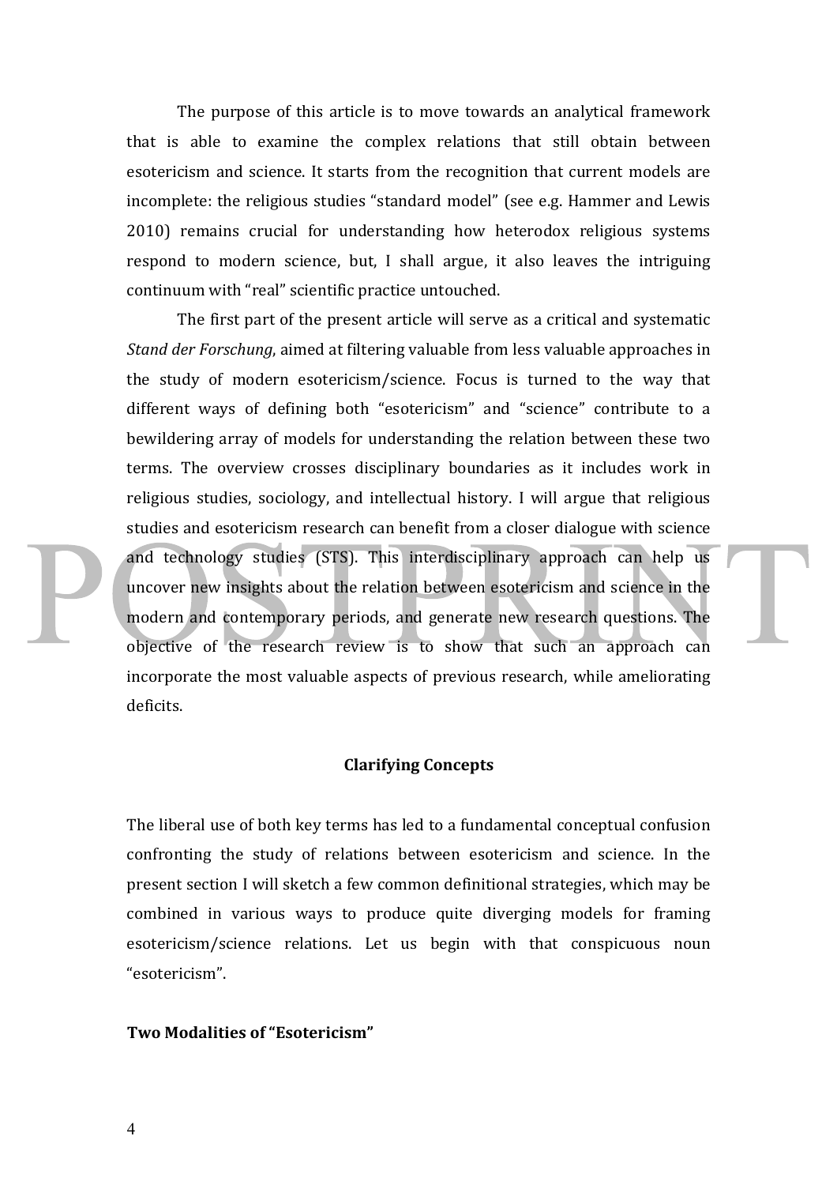The purpose of this article is to move towards an analytical framework that is able to examine the complex relations that still obtain between esotericism and science. It starts from the recognition that current models are incomplete: the religious studies "standard model" (see e.g. Hammer and Lewis 2010) remains crucial for understanding how heterodox religious systems respond to modern science, but, I shall argue, it also leaves the intriguing continuum with "real" scientific practice untouched.

The first part of the present article will serve as a critical and systematic *Stand der Forschung*, aimed at filtering valuable from less valuable approaches in the study of modern esotericism/science. Focus is turned to the way that different ways of defining both "esotericism" and "science" contribute to a bewildering array of models for understanding the relation between these two terms. The overview crosses disciplinary boundaries as it includes work in religious studies, sociology, and intellectual history. I will argue that religious studies and esotericism research can benefit from a closer dialogue with science and technology studies (STS). This interdisciplinary approach can help us uncover new insights about the relation between esotericism and science in the modern and contemporary periods, and generate new research questions. The objective of the research review is to show that such an approach can incorporate the most valuable aspects of previous research, while ameliorating deficits.

## Clarifying Concepts

The liberal use of both key terms has led to a fundamental conceptual confusion confronting the study of relations between esotericism and science. In the present section I will sketch a few common definitional strategies, which may be combined in various ways to produce quite diverging models for framing esotericism/science relations. Let us begin with that conspicuous noun "esotericism".

### Two Modalities of "Esotericism"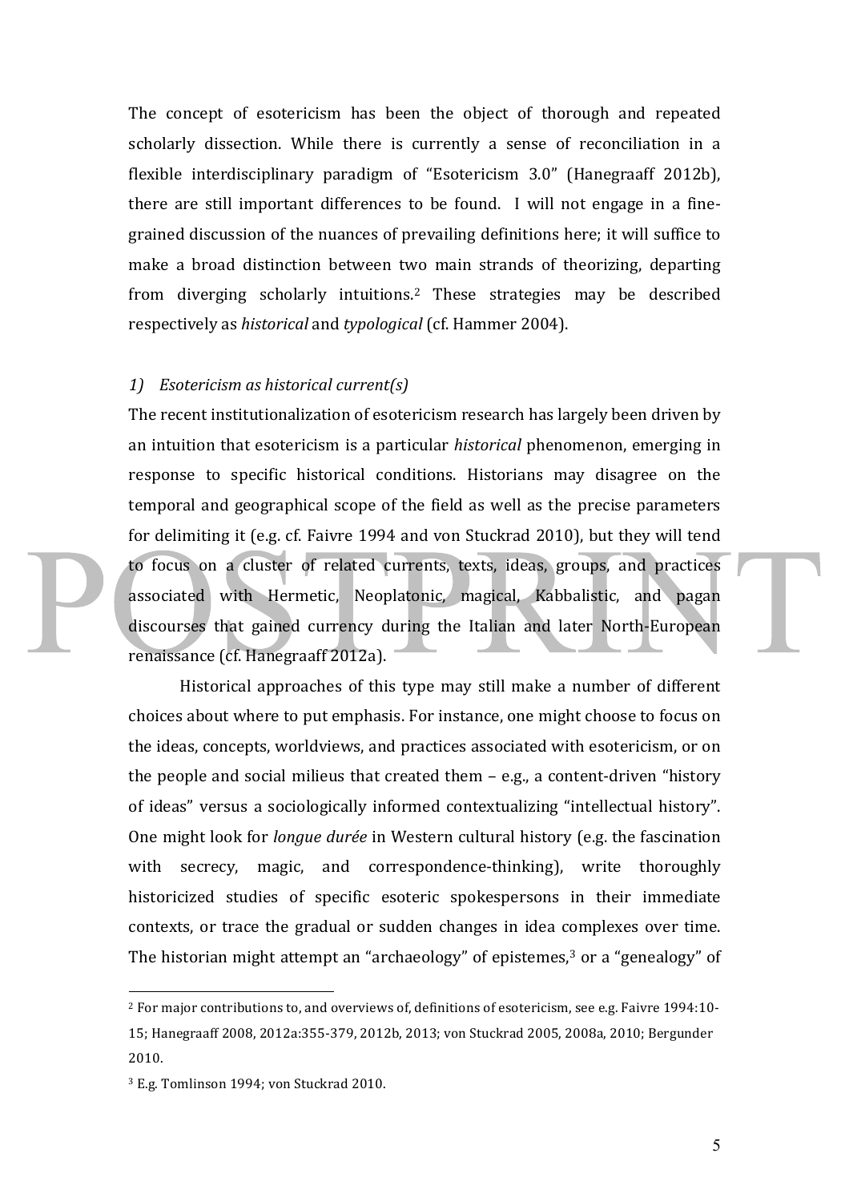The concept of esotericism has been the object of thorough and repeated scholarly dissection. While there is currently a sense of reconciliation in a flexible interdisciplinary paradigm of "Esotericism 3.0" (Hanegraaff 2012b), there are still important differences to be found. I will not engage in a fine-grained discussion of the nuances of prevailing definitions here; it will suffice to make a broad distinction between two main strands of theorizing, departing from diverging scholarly intuitions.[2] These strategies may be described respectively as *historical* and *typological* (cf. Hammer 2004).

*1) Esotericism as historical current(s)*

The recent institutionalization of esotericism research has largely been driven by an intuition that esotericism is a particular *historical* phenomenon, emerging in response to specific historical conditions. Historians may disagree on the temporal and geographical scope of the field as well as the precise parameters for delimiting it (e.g. cf. Faivre 1994 and von Stuckrad 2010), but they will tend to focus on a cluster of related currents, texts, ideas, groups, and practices associated with Hermetic, Neoplatonic, magical, Kabbalistic, and pagan discourses that gained currency during the Italian and later North-European renaissance (cf. Hanegraaff 2012a).

Historical approaches of this type may still make a number of different choices about where to put emphasis. For instance, one might choose to focus on the ideas, concepts, worldviews, and practices associated with esotericism, or on the people and social milieus that created them – e.g., a content-driven "history of ideas" versus a sociologically informed contextualizing "intellectual history". One might look for *longue durée* in Western cultural history (e.g. the fascination with secrecy, magic, and correspondence-thinking), write thoroughly historicized studies of specific esoteric spokespersons in their immediate contexts, or trace the gradual or sudden changes in idea complexes over time. The historian might attempt an "archaeology" of epistemes,[3] or a "genealogy" of

[2] For major contributions to, and overviews of, definitions of esotericism, see e.g. Faivre 1994:10-15; Hanegraaff 2008, 2012a:355-379, 2012b, 2013; von Stuckrad 2005, 2008a, 2010; Bergunder 2010.

[3] E.g. Tomlinson 1994; von Stuckrad 2010.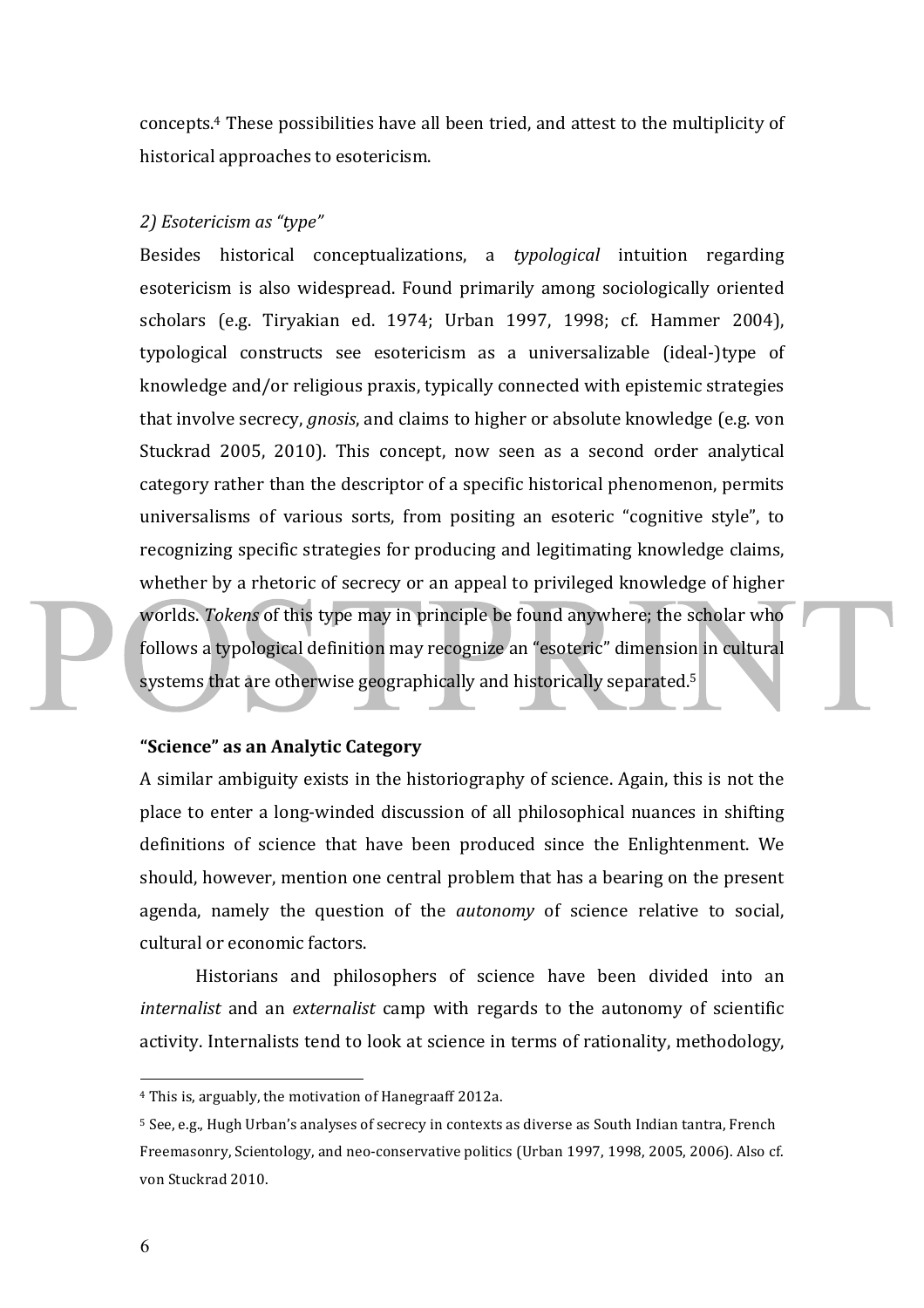concepts.[4] These possibilities have all been tried, and attest to the multiplicity of historical approaches to esotericism.

*2) Esotericism as "type"*

Besides historical conceptualizations, a *typological* intuition regarding esotericism is also widespread. Found primarily among sociologically oriented scholars (e.g. Tiryakian ed. 1974; Urban 1997, 1998; cf. Hammer 2004), typological constructs see esotericism as a universalizable (ideal-)type of knowledge and/or religious praxis, typically connected with epistemic strategies that involve secrecy, *gnosis*, and claims to higher or absolute knowledge (e.g. von Stuckrad 2005, 2010). This concept, now seen as a second order analytical category rather than the descriptor of a specific historical phenomenon, permits universalisms of various sorts, from positing an esoteric "cognitive style", to recognizing specific strategies for producing and legitimating knowledge claims, whether by a rhetoric of secrecy or an appeal to privileged knowledge of higher worlds. *Tokens* of this type may in principle be found anywhere; the scholar who follows a typological definition may recognize an "esoteric" dimension in cultural systems that are otherwise geographically and historically separated.[5]

**"Science" as an Analytic Category**

A similar ambiguity exists in the historiography of science. Again, this is not the place to enter a long-winded discussion of all philosophical nuances in shifting definitions of science that have been produced since the Enlightenment. We should, however, mention one central problem that has a bearing on the present agenda, namely the question of the *autonomy* of science relative to social, cultural or economic factors.

Historians and philosophers of science have been divided into an *internalist* and an *externalist* camp with regards to the autonomy of scientific activity. Internalists tend to look at science in terms of rationality, methodology,

---

[4] This is, arguably, the motivation of Hanegraaff 2012a.

[5] See, e.g., Hugh Urban's analyses of secrecy in contexts as diverse as South Indian tantra, French Freemasonry, Scientology, and neo-conservative politics (Urban 1997, 1998, 2005, 2006). Also cf. von Stuckrad 2010.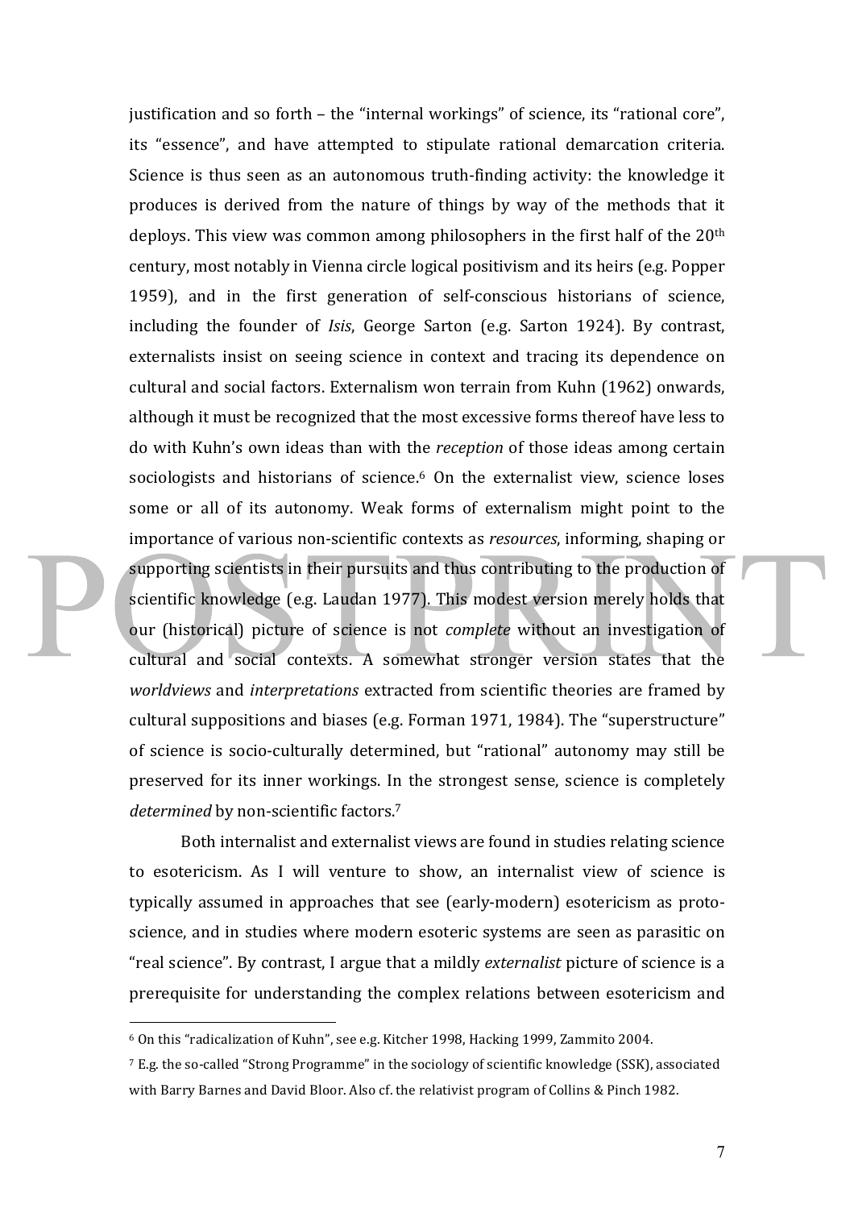justification and so forth – the "internal workings" of science, its "rational core", its "essence", and have attempted to stipulate rational demarcation criteria. Science is thus seen as an autonomous truth-finding activity: the knowledge it produces is derived from the nature of things by way of the methods that it deploys. This view was common among philosophers in the first half of the 20th century, most notably in Vienna circle logical positivism and its heirs (e.g. Popper 1959), and in the first generation of self-conscious historians of science, including the founder of *Isis*, George Sarton (e.g. Sarton 1924). By contrast, externalists insist on seeing science in context and tracing its dependence on cultural and social factors. Externalism won terrain from Kuhn (1962) onwards, although it must be recognized that the most excessive forms thereof have less to do with Kuhn's own ideas than with the *reception* of those ideas among certain sociologists and historians of science.[6] On the externalist view, science loses some or all of its autonomy. Weak forms of externalism might point to the importance of various non-scientific contexts as *resources*, informing, shaping or supporting scientists in their pursuits and thus contributing to the production of scientific knowledge (e.g. Laudan 1977). This modest version merely holds that our (historical) picture of science is not *complete* without an investigation of cultural and social contexts. A somewhat stronger version states that the *worldviews* and *interpretations* extracted from scientific theories are framed by cultural suppositions and biases (e.g. Forman 1971, 1984). The "superstructure" of science is socio-culturally determined, but "rational" autonomy may still be preserved for its inner workings. In the strongest sense, science is completely *determined* by non-scientific factors.[7]

Both internalist and externalist views are found in studies relating science to esotericism. As I will venture to show, an internalist view of science is typically assumed in approaches that see (early-modern) esotericism as proto-science, and in studies where modern esoteric systems are seen as parasitic on "real science". By contrast, I argue that a mildly *externalist* picture of science is a prerequisite for understanding the complex relations between esotericism and

[6] On this "radicalization of Kuhn", see e.g. Kitcher 1998, Hacking 1999, Zammito 2004.

[7] E.g. the so-called "Strong Programme" in the sociology of scientific knowledge (SSK), associated with Barry Barnes and David Bloor. Also cf. the relativist program of Collins & Pinch 1982.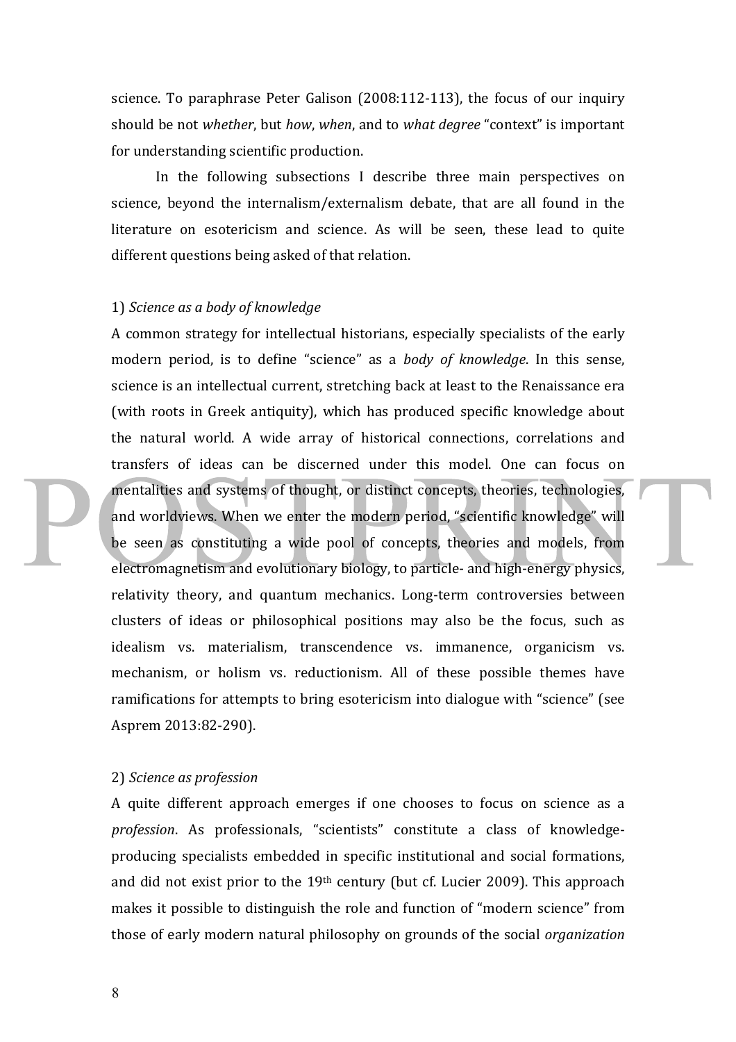science. To paraphrase Peter Galison (2008:112-113), the focus of our inquiry should be not *whether*, but *how*, *when*, and to *what degree* "context" is important for understanding scientific production.

In the following subsections I describe three main perspectives on science, beyond the internalism/externalism debate, that are all found in the literature on esotericism and science. As will be seen, these lead to quite different questions being asked of that relation.

1) *Science as a body of knowledge*

A common strategy for intellectual historians, especially specialists of the early modern period, is to define "science" as a *body of knowledge*. In this sense, science is an intellectual current, stretching back at least to the Renaissance era (with roots in Greek antiquity), which has produced specific knowledge about the natural world. A wide array of historical connections, correlations and transfers of ideas can be discerned under this model. One can focus on mentalities and systems of thought, or distinct concepts, theories, technologies, and worldviews. When we enter the modern period, "scientific knowledge" will be seen as constituting a wide pool of concepts, theories and models, from electromagnetism and evolutionary biology, to particle- and high-energy physics, relativity theory, and quantum mechanics. Long-term controversies between clusters of ideas or philosophical positions may also be the focus, such as idealism vs. materialism, transcendence vs. immanence, organicism vs. mechanism, or holism vs. reductionism. All of these possible themes have ramifications for attempts to bring esotericism into dialogue with "science" (see Asprem 2013:82-290).

2) *Science as profession*

A quite different approach emerges if one chooses to focus on science as a *profession*. As professionals, "scientists" constitute a class of knowledge-producing specialists embedded in specific institutional and social formations, and did not exist prior to the 19th century (but cf. Lucier 2009). This approach makes it possible to distinguish the role and function of "modern science" from those of early modern natural philosophy on grounds of the social *organization*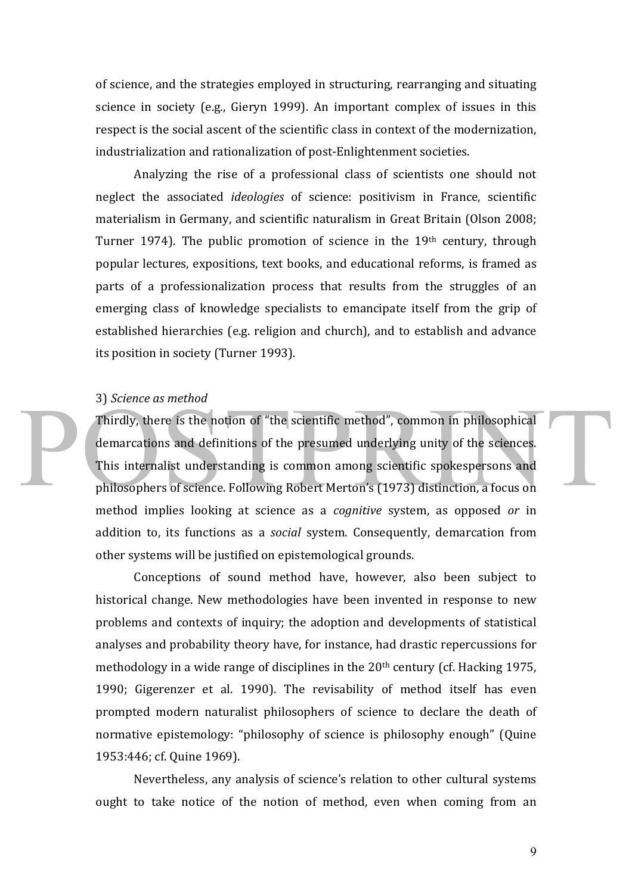of science, and the strategies employed in structuring, rearranging and situating science in society (e.g., Gieryn 1999). An important complex of issues in this respect is the social ascent of the scientific class in context of the modernization, industrialization and rationalization of post-Enlightenment societies.

Analyzing the rise of a professional class of scientists one should not neglect the associated *ideologies* of science: positivism in France, scientific materialism in Germany, and scientific naturalism in Great Britain (Olson 2008; Turner 1974). The public promotion of science in the 19th century, through popular lectures, expositions, text books, and educational reforms, is framed as parts of a professionalization process that results from the struggles of an emerging class of knowledge specialists to emancipate itself from the grip of established hierarchies (e.g. religion and church), and to establish and advance its position in society (Turner 1993).

3) *Science as method*

Thirdly, there is the notion of "the scientific method", common in philosophical demarcations and definitions of the presumed underlying unity of the sciences. This internalist understanding is common among scientific spokespersons and philosophers of science. Following Robert Merton's (1973) distinction, a focus on method implies looking at science as a *cognitive* system, as opposed *or* in addition to, its functions as a *social* system. Consequently, demarcation from other systems will be justified on epistemological grounds.

Conceptions of sound method have, however, also been subject to historical change. New methodologies have been invented in response to new problems and contexts of inquiry; the adoption and developments of statistical analyses and probability theory have, for instance, had drastic repercussions for methodology in a wide range of disciplines in the 20th century (cf. Hacking 1975, 1990; Gigerenzer et al. 1990). The revisability of method itself has even prompted modern naturalist philosophers of science to declare the death of normative epistemology: "philosophy of science is philosophy enough" (Quine 1953:446; cf. Quine 1969).

Nevertheless, any analysis of science's relation to other cultural systems ought to take notice of the notion of method, even when coming from an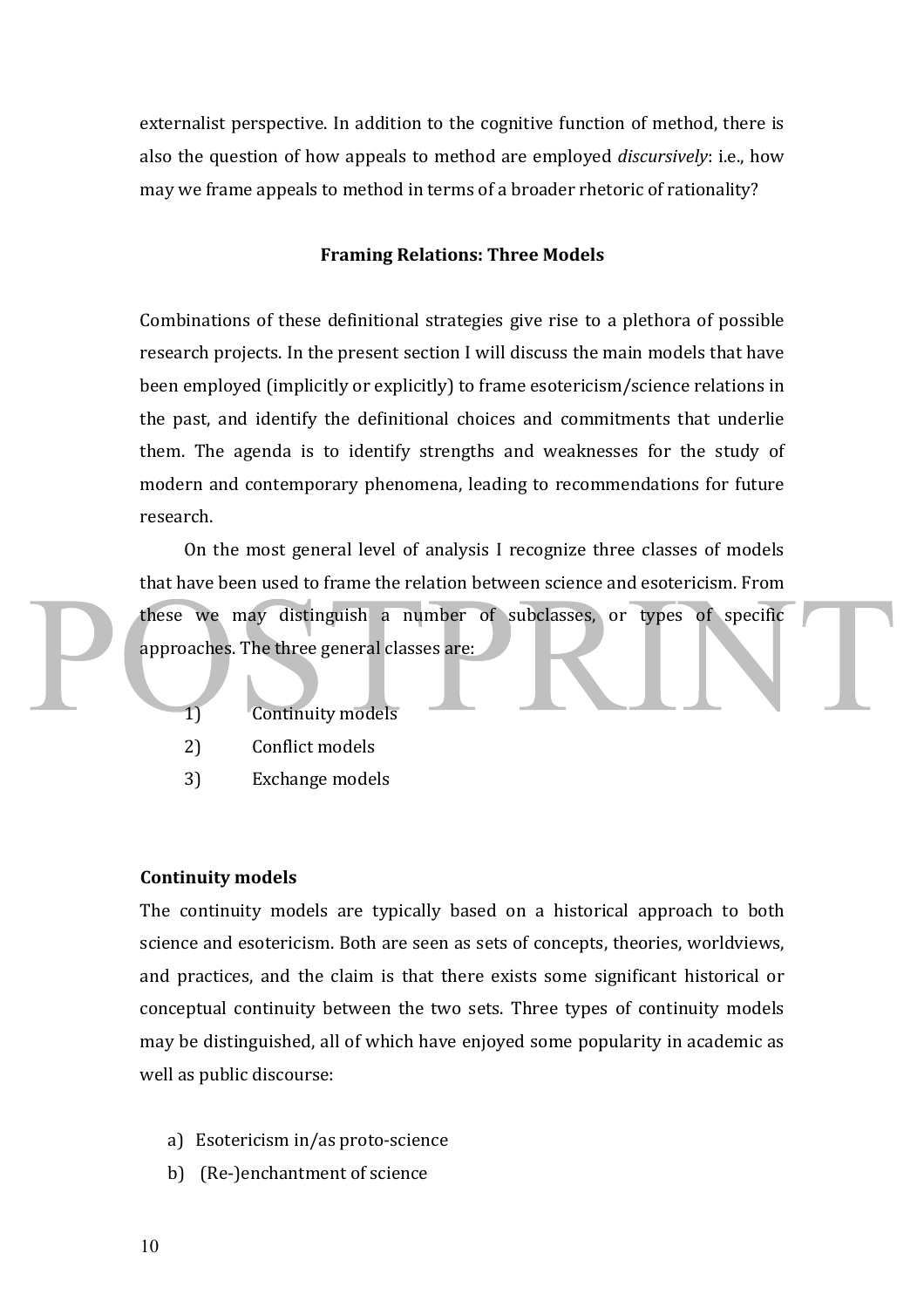externalist perspective. In addition to the cognitive function of method, there is also the question of how appeals to method are employed *discursively*: i.e., how may we frame appeals to method in terms of a broader rhetoric of rationality?

## Framing Relations: Three Models

Combinations of these definitional strategies give rise to a plethora of possible research projects. In the present section I will discuss the main models that have been employed (implicitly or explicitly) to frame esotericism/science relations in the past, and identify the definitional choices and commitments that underlie them. The agenda is to identify strengths and weaknesses for the study of modern and contemporary phenomena, leading to recommendations for future research.

On the most general level of analysis I recognize three classes of models that have been used to frame the relation between science and esotericism. From these we may distinguish a number of subclasses, or types of specific approaches. The three general classes are:

1) Continuity models
2) Conflict models
3) Exchange models

### Continuity models

The continuity models are typically based on a historical approach to both science and esotericism. Both are seen as sets of concepts, theories, worldviews, and practices, and the claim is that there exists some significant historical or conceptual continuity between the two sets. Three types of continuity models may be distinguished, all of which have enjoyed some popularity in academic as well as public discourse:

a) Esotericism in/as proto-science
b) (Re-)enchantment of science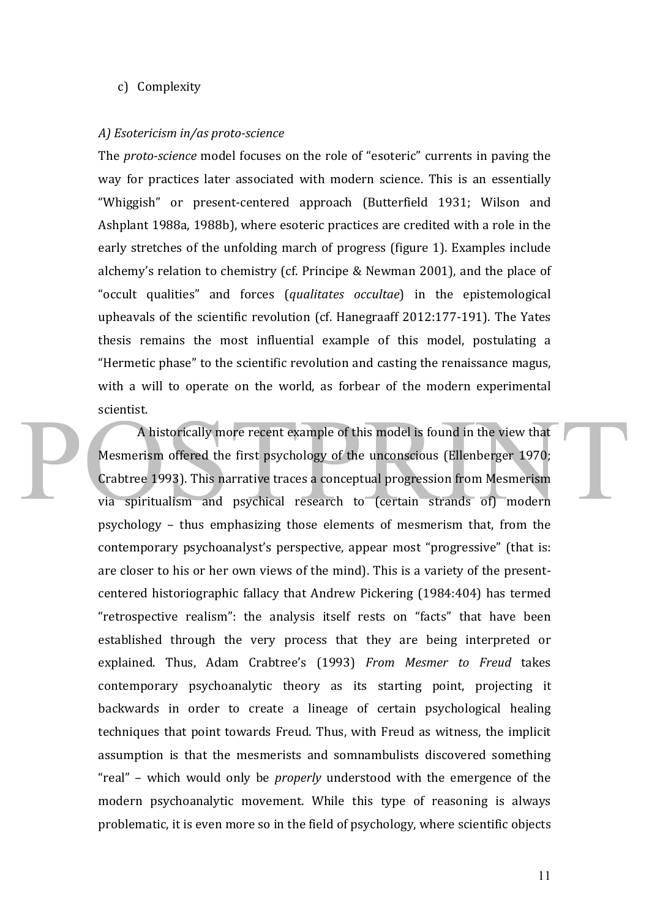c) Complexity

*A) Esotericism in/as proto-science*

The *proto-science* model focuses on the role of "esoteric" currents in paving the way for practices later associated with modern science. This is an essentially "Whiggish" or present-centered approach (Butterfield 1931; Wilson and Ashplant 1988a, 1988b), where esoteric practices are credited with a role in the early stretches of the unfolding march of progress (figure 1). Examples include alchemy's relation to chemistry (cf. Principe & Newman 2001), and the place of "occult qualities" and forces (*qualitates occultae*) in the epistemological upheavals of the scientific revolution (cf. Hanegraaff 2012:177-191). The Yates thesis remains the most influential example of this model, postulating a "Hermetic phase" to the scientific revolution and casting the renaissance magus, with a will to operate on the world, as forbear of the modern experimental scientist.

A historically more recent example of this model is found in the view that Mesmerism offered the first psychology of the unconscious (Ellenberger 1970; Crabtree 1993). This narrative traces a conceptual progression from Mesmerism via spiritualism and psychical research to (certain strands of) modern psychology – thus emphasizing those elements of mesmerism that, from the contemporary psychoanalyst's perspective, appear most "progressive" (that is: are closer to his or her own views of the mind). This is a variety of the present-centered historiographic fallacy that Andrew Pickering (1984:404) has termed "retrospective realism": the analysis itself rests on "facts" that have been established through the very process that they are being interpreted or explained. Thus, Adam Crabtree's (1993) *From Mesmer to Freud* takes contemporary psychoanalytic theory as its starting point, projecting it backwards in order to create a lineage of certain psychological healing techniques that point towards Freud. Thus, with Freud as witness, the implicit assumption is that the mesmerists and somnambulists discovered something "real" – which would only be *properly* understood with the emergence of the modern psychoanalytic movement. While this type of reasoning is always problematic, it is even more so in the field of psychology, where scientific objects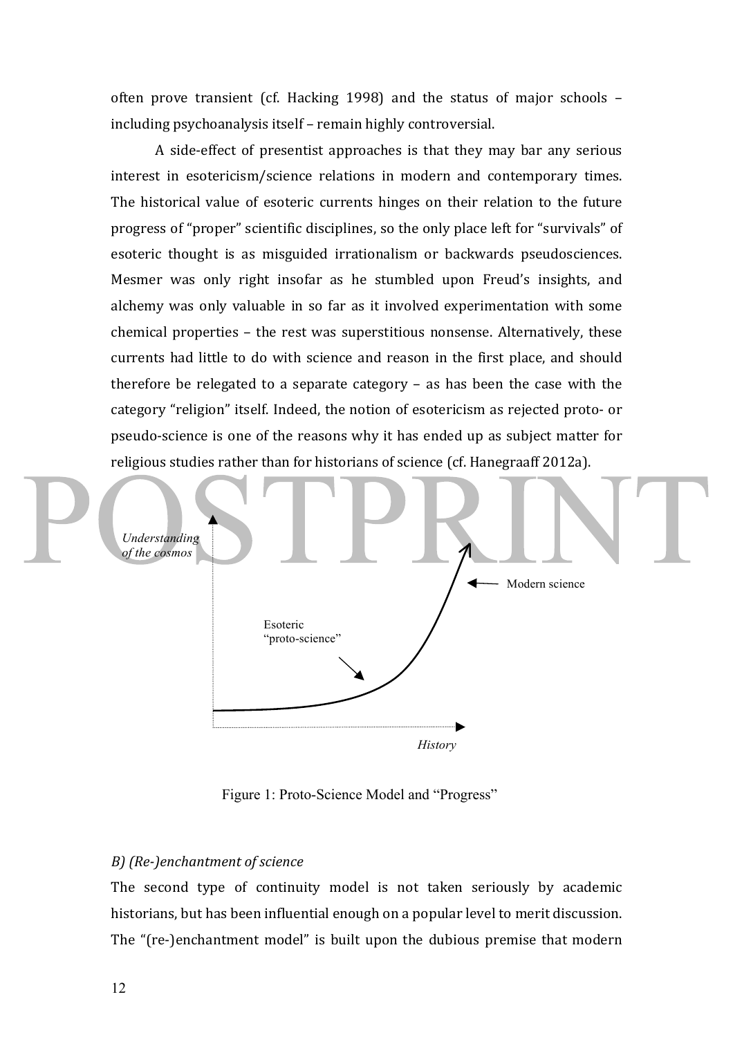often prove transient (cf. Hacking 1998) and the status of major schools – including psychoanalysis itself – remain highly controversial.

A side-effect of presentist approaches is that they may bar any serious interest in esotericism/science relations in modern and contemporary times. The historical value of esoteric currents hinges on their relation to the future progress of "proper" scientific disciplines, so the only place left for "survivals" of esoteric thought is as misguided irrationalism or backwards pseudosciences. Mesmer was only right insofar as he stumbled upon Freud's insights, and alchemy was only valuable in so far as it involved experimentation with some chemical properties – the rest was superstitious nonsense. Alternatively, these currents had little to do with science and reason in the first place, and should therefore be relegated to a separate category – as has been the case with the category "religion" itself. Indeed, the notion of esotericism as rejected proto- or pseudo-science is one of the reasons why it has ended up as subject matter for religious studies rather than for historians of science (cf. Hanegraaff 2012a).

Figure 1: Proto-Science Model and "Progress"

*B) (Re-)enchantment of science*

The second type of continuity model is not taken seriously by academic historians, but has been influential enough on a popular level to merit discussion. The "(re-)enchantment model" is built upon the dubious premise that modern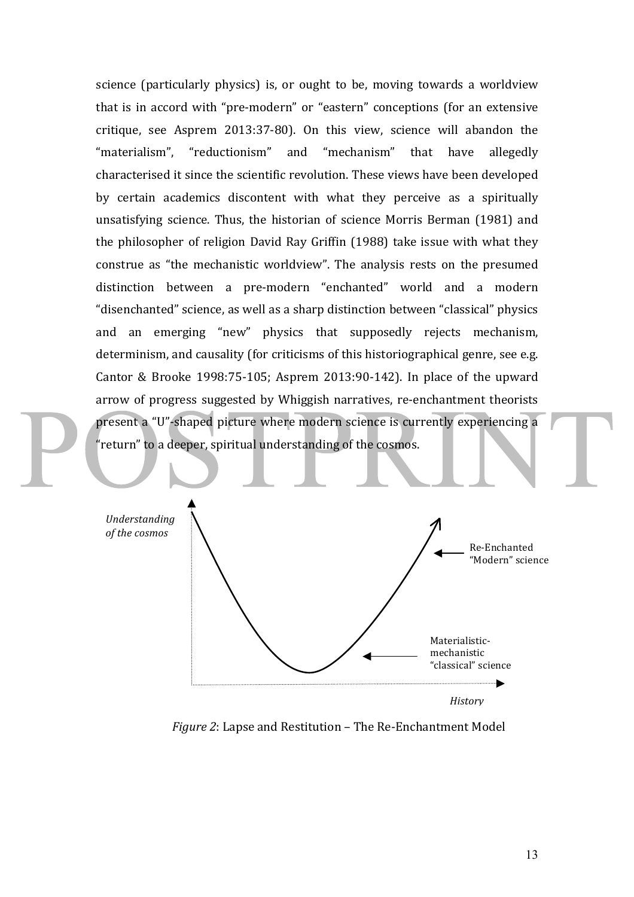science (particularly physics) is, or ought to be, moving towards a worldview that is in accord with "pre-modern" or "eastern" conceptions (for an extensive critique, see Asprem 2013:37-80). On this view, science will abandon the "materialism", "reductionism" and "mechanism" that have allegedly characterised it since the scientific revolution. These views have been developed by certain academics discontent with what they perceive as a spiritually unsatisfying science. Thus, the historian of science Morris Berman (1981) and the philosopher of religion David Ray Griffin (1988) take issue with what they construe as "the mechanistic worldview". The analysis rests on the presumed distinction between a pre-modern "enchanted" world and a modern "disenchanted" science, as well as a sharp distinction between "classical" physics and an emerging "new" physics that supposedly rejects mechanism, determinism, and causality (for criticisms of this historiographical genre, see e.g. Cantor & Brooke 1998:75-105; Asprem 2013:90-142). In place of the upward arrow of progress suggested by Whiggish narratives, re-enchantment theorists present a "U"-shaped picture where modern science is currently experiencing a "return" to a deeper, spiritual understanding of the cosmos.

*Understanding of the cosmos*

Re-Enchanted "Modern" science

Materialistic-mechanistic "classical" science

*History*

*Figure 2*: Lapse and Restitution – The Re-Enchantment Model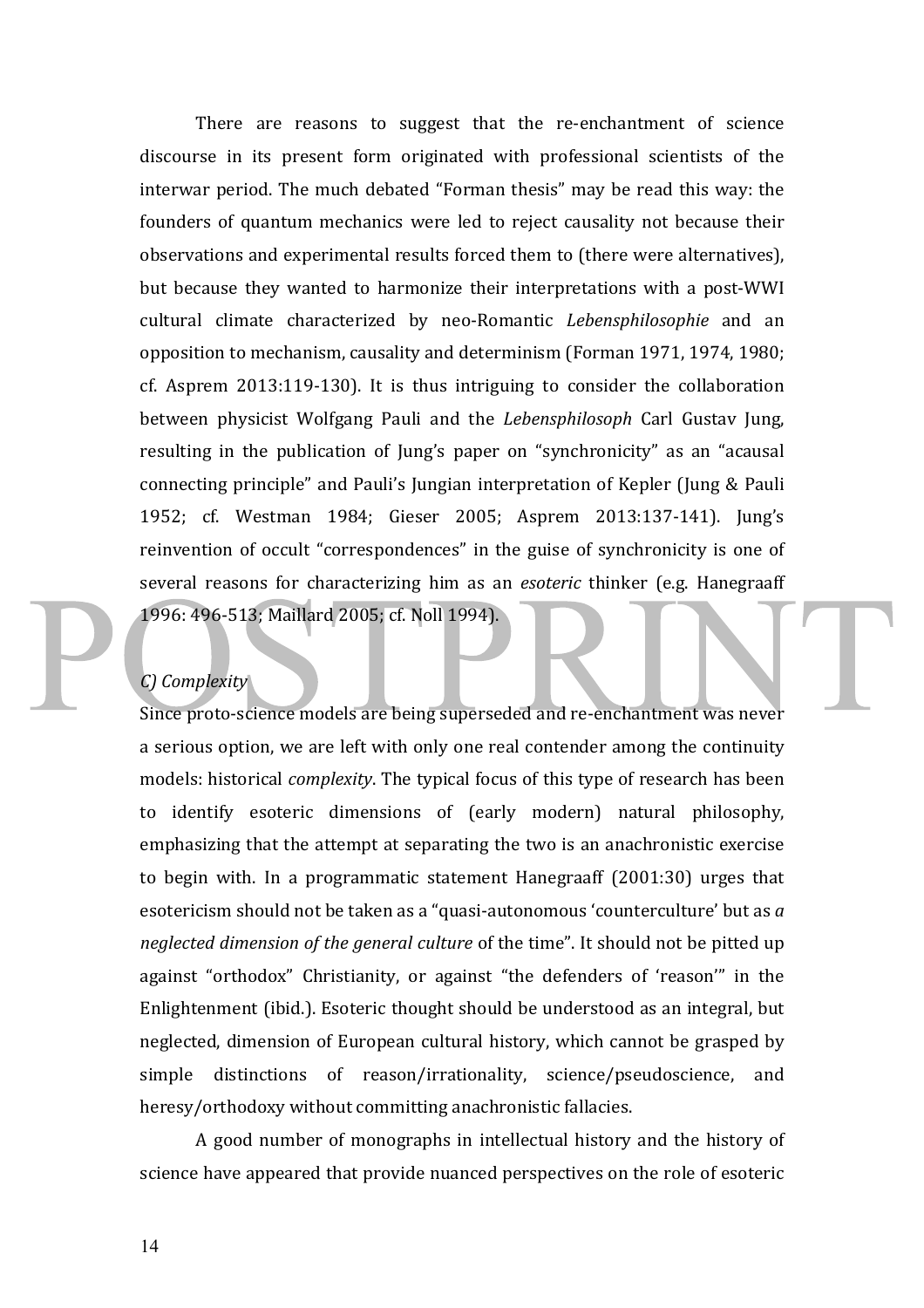There are reasons to suggest that the re-enchantment of science discourse in its present form originated with professional scientists of the interwar period. The much debated "Forman thesis" may be read this way: the founders of quantum mechanics were led to reject causality not because their observations and experimental results forced them to (there were alternatives), but because they wanted to harmonize their interpretations with a post-WWI cultural climate characterized by neo-Romantic *Lebensphilosophie* and an opposition to mechanism, causality and determinism (Forman 1971, 1974, 1980; cf. Asprem 2013:119-130). It is thus intriguing to consider the collaboration between physicist Wolfgang Pauli and the *Lebensphilosoph* Carl Gustav Jung, resulting in the publication of Jung's paper on "synchronicity" as an "acausal connecting principle" and Pauli's Jungian interpretation of Kepler (Jung & Pauli 1952; cf. Westman 1984; Gieser 2005; Asprem 2013:137-141). Jung's reinvention of occult "correspondences" in the guise of synchronicity is one of several reasons for characterizing him as an *esoteric* thinker (e.g. Hanegraaff 1996: 496-513; Maillard 2005; cf. Noll 1994).

*C) Complexity*

Since proto-science models are being superseded and re-enchantment was never a serious option, we are left with only one real contender among the continuity models: historical *complexity*. The typical focus of this type of research has been to identify esoteric dimensions of (early modern) natural philosophy, emphasizing that the attempt at separating the two is an anachronistic exercise to begin with. In a programmatic statement Hanegraaff (2001:30) urges that esotericism should not be taken as a "quasi-autonomous 'counterculture' but as *a neglected dimension of the general culture* of the time". It should not be pitted up against "orthodox" Christianity, or against "the defenders of 'reason'" in the Enlightenment (ibid.). Esoteric thought should be understood as an integral, but neglected, dimension of European cultural history, which cannot be grasped by simple distinctions of reason/irrationality, science/pseudoscience, and heresy/orthodoxy without committing anachronistic fallacies.

A good number of monographs in intellectual history and the history of science have appeared that provide nuanced perspectives on the role of esoteric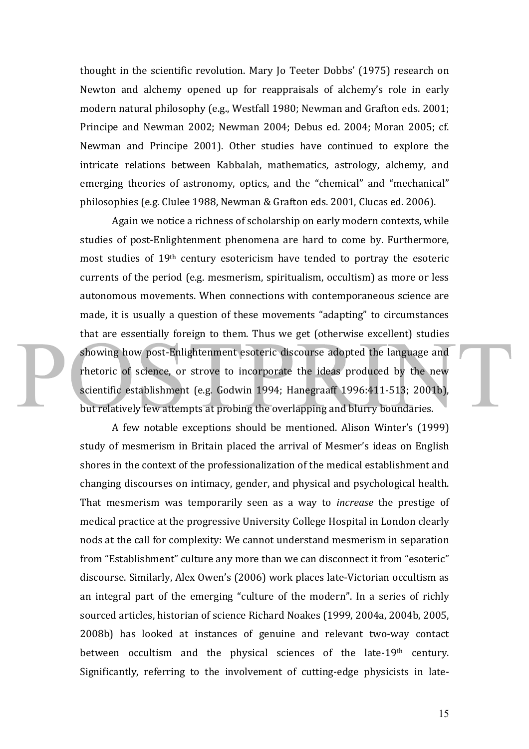thought in the scientific revolution. Mary Jo Teeter Dobbs' (1975) research on Newton and alchemy opened up for reappraisals of alchemy's role in early modern natural philosophy (e.g., Westfall 1980; Newman and Grafton eds. 2001; Principe and Newman 2002; Newman 2004; Debus ed. 2004; Moran 2005; cf. Newman and Principe 2001). Other studies have continued to explore the intricate relations between Kabbalah, mathematics, astrology, alchemy, and emerging theories of astronomy, optics, and the "chemical" and "mechanical" philosophies (e.g. Clulee 1988, Newman & Grafton eds. 2001, Clucas ed. 2006).

Again we notice a richness of scholarship on early modern contexts, while studies of post-Enlightenment phenomena are hard to come by. Furthermore, most studies of 19th century esotericism have tended to portray the esoteric currents of the period (e.g. mesmerism, spiritualism, occultism) as more or less autonomous movements. When connections with contemporaneous science are made, it is usually a question of these movements "adapting" to circumstances that are essentially foreign to them. Thus we get (otherwise excellent) studies showing how post-Enlightenment esoteric discourse adopted the language and rhetoric of science, or strove to incorporate the ideas produced by the new scientific establishment (e.g. Godwin 1994; Hanegraaff 1996:411-513; 2001b), but relatively few attempts at probing the overlapping and blurry boundaries.

A few notable exceptions should be mentioned. Alison Winter's (1999) study of mesmerism in Britain placed the arrival of Mesmer's ideas on English shores in the context of the professionalization of the medical establishment and changing discourses on intimacy, gender, and physical and psychological health. That mesmerism was temporarily seen as a way to *increase* the prestige of medical practice at the progressive University College Hospital in London clearly nods at the call for complexity: We cannot understand mesmerism in separation from "Establishment" culture any more than we can disconnect it from "esoteric" discourse. Similarly, Alex Owen's (2006) work places late-Victorian occultism as an integral part of the emerging "culture of the modern". In a series of richly sourced articles, historian of science Richard Noakes (1999, 2004a, 2004b, 2005, 2008b) has looked at instances of genuine and relevant two-way contact between occultism and the physical sciences of the late-19th century. Significantly, referring to the involvement of cutting-edge physicists in late-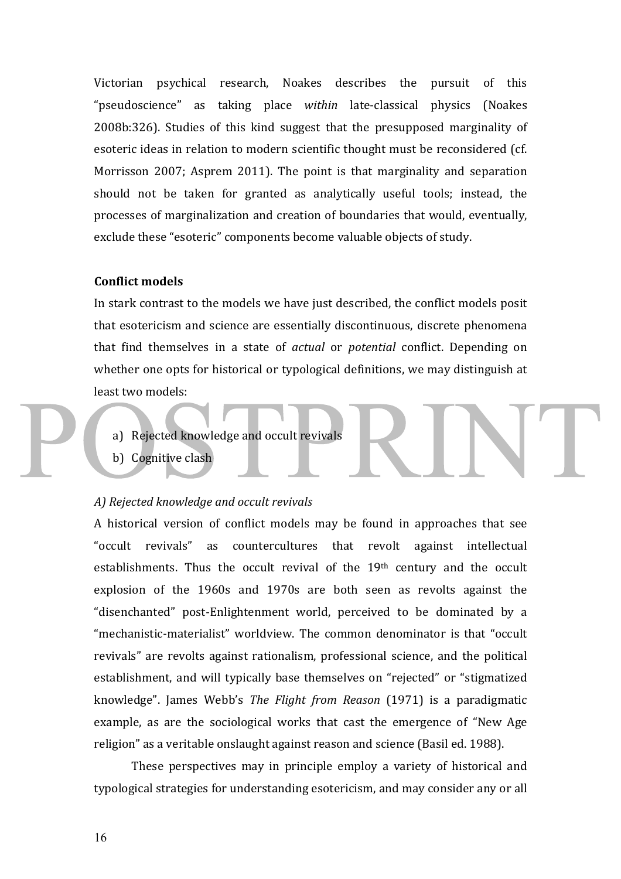Victorian psychical research, Noakes describes the pursuit of this "pseudoscience" as taking place *within* late-classical physics (Noakes 2008b:326). Studies of this kind suggest that the presupposed marginality of esoteric ideas in relation to modern scientific thought must be reconsidered (cf. Morrisson 2007; Asprem 2011). The point is that marginality and separation should not be taken for granted as analytically useful tools; instead, the processes of marginalization and creation of boundaries that would, eventually, exclude these "esoteric" components become valuable objects of study.

**Conflict models**

In stark contrast to the models we have just described, the conflict models posit that esotericism and science are essentially discontinuous, discrete phenomena that find themselves in a state of *actual* or *potential* conflict. Depending on whether one opts for historical or typological definitions, we may distinguish at least two models:

a) Rejected knowledge and occult revivals
b) Cognitive clash

*A) Rejected knowledge and occult revivals*

A historical version of conflict models may be found in approaches that see "occult revivals" as countercultures that revolt against intellectual establishments. Thus the occult revival of the 19th century and the occult explosion of the 1960s and 1970s are both seen as revolts against the "disenchanted" post-Enlightenment world, perceived to be dominated by a "mechanistic-materialist" worldview. The common denominator is that "occult revivals" are revolts against rationalism, professional science, and the political establishment, and will typically base themselves on "rejected" or "stigmatized knowledge". James Webb's *The Flight from Reason* (1971) is a paradigmatic example, as are the sociological works that cast the emergence of "New Age religion" as a veritable onslaught against reason and science (Basil ed. 1988).

These perspectives may in principle employ a variety of historical and typological strategies for understanding esotericism, and may consider any or all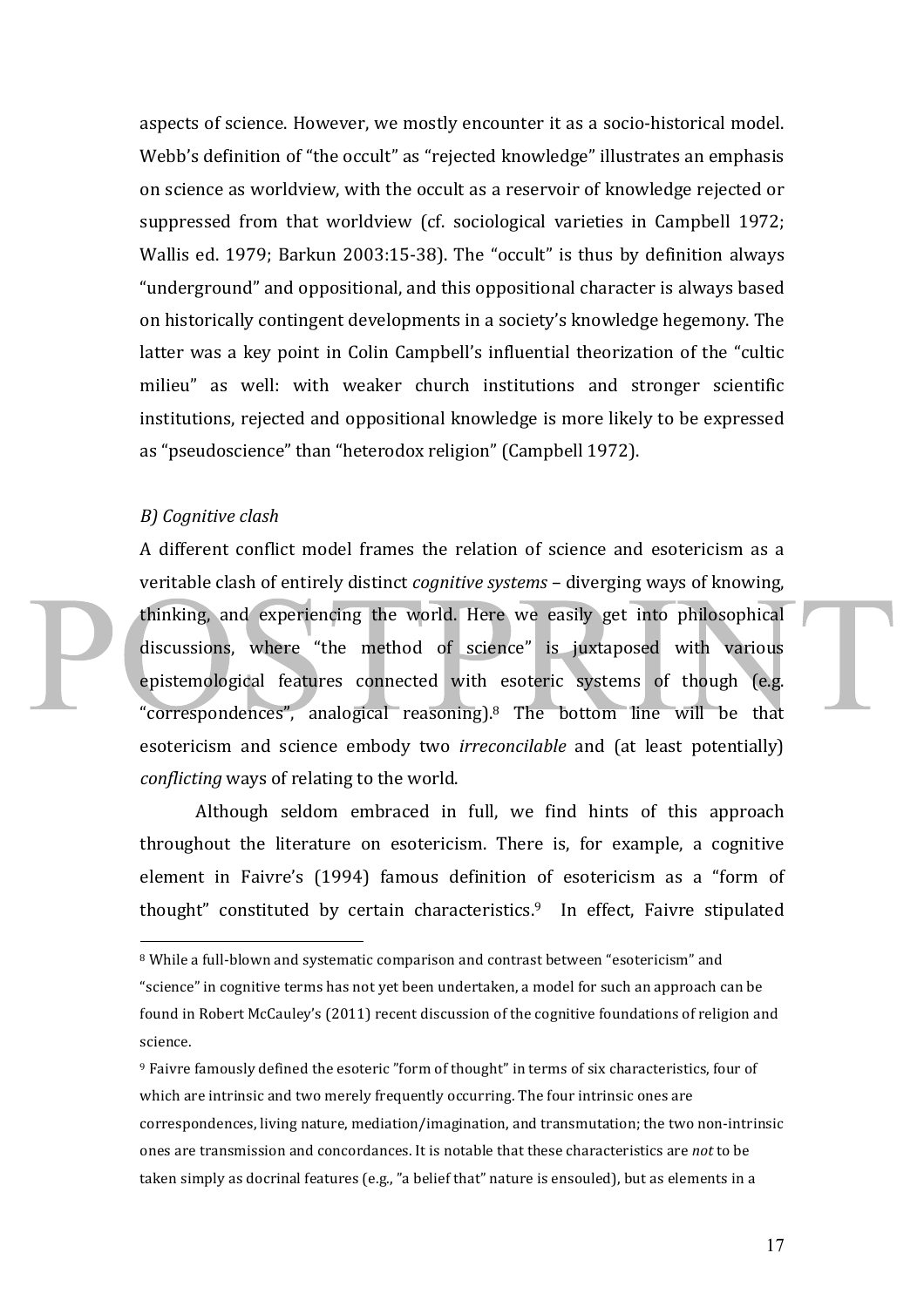aspects of science. However, we mostly encounter it as a socio-historical model. Webb's definition of "the occult" as "rejected knowledge" illustrates an emphasis on science as worldview, with the occult as a reservoir of knowledge rejected or suppressed from that worldview (cf. sociological varieties in Campbell 1972; Wallis ed. 1979; Barkun 2003:15-38). The "occult" is thus by definition always "underground" and oppositional, and this oppositional character is always based on historically contingent developments in a society's knowledge hegemony. The latter was a key point in Colin Campbell's influential theorization of the "cultic milieu" as well: with weaker church institutions and stronger scientific institutions, rejected and oppositional knowledge is more likely to be expressed as "pseudoscience" than "heterodox religion" (Campbell 1972).

*B) Cognitive clash*

A different conflict model frames the relation of science and esotericism as a veritable clash of entirely distinct *cognitive systems* – diverging ways of knowing, thinking, and experiencing the world. Here we easily get into philosophical discussions, where "the method of science" is juxtaposed with various epistemological features connected with esoteric systems of though (e.g. "correspondences", analogical reasoning).[8] The bottom line will be that esotericism and science embody two *irreconcilable* and (at least potentially) *conflicting* ways of relating to the world.

Although seldom embraced in full, we find hints of this approach throughout the literature on esotericism. There is, for example, a cognitive element in Faivre's (1994) famous definition of esotericism as a "form of thought" constituted by certain characteristics.[9] In effect, Faivre stipulated

---

[8] While a full-blown and systematic comparison and contrast between "esotericism" and "science" in cognitive terms has not yet been undertaken, a model for such an approach can be found in Robert McCauley's (2011) recent discussion of the cognitive foundations of religion and science.

[9] Faivre famously defined the esoteric "form of thought" in terms of six characteristics, four of which are intrinsic and two merely frequently occurring. The four intrinsic ones are correspondences, living nature, mediation/imagination, and transmutation; the two non-intrinsic ones are transmission and concordances. It is notable that these characteristics are *not* to be taken simply as docrinal features (e.g., "a belief that" nature is ensouled), but as elements in a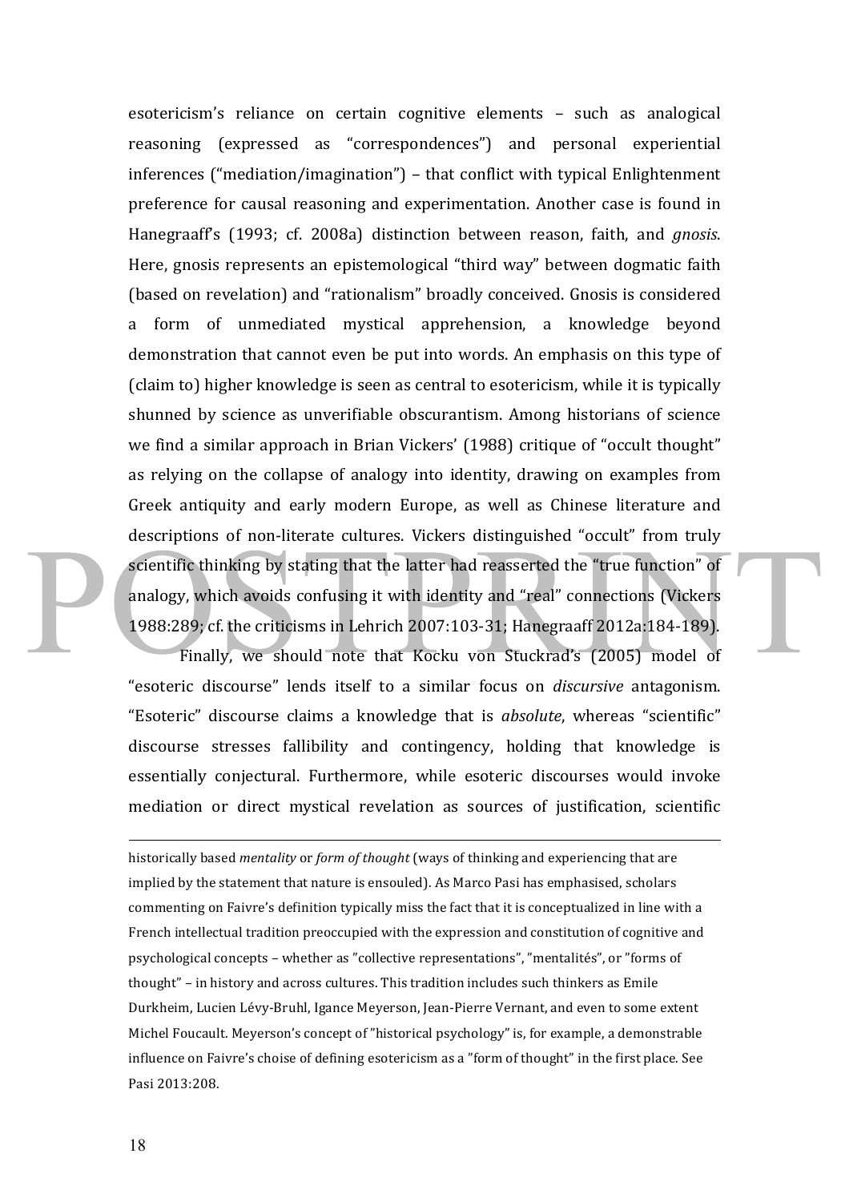esotericism's reliance on certain cognitive elements – such as analogical reasoning (expressed as "correspondences") and personal experiential inferences ("mediation/imagination") – that conflict with typical Enlightenment preference for causal reasoning and experimentation. Another case is found in Hanegraaff's (1993; cf. 2008a) distinction between reason, faith, and *gnosis*. Here, gnosis represents an epistemological "third way" between dogmatic faith (based on revelation) and "rationalism" broadly conceived. Gnosis is considered a form of unmediated mystical apprehension, a knowledge beyond demonstration that cannot even be put into words. An emphasis on this type of (claim to) higher knowledge is seen as central to esotericism, while it is typically shunned by science as unverifiable obscurantism. Among historians of science we find a similar approach in Brian Vickers' (1988) critique of "occult thought" as relying on the collapse of analogy into identity, drawing on examples from Greek antiquity and early modern Europe, as well as Chinese literature and descriptions of non-literate cultures. Vickers distinguished "occult" from truly scientific thinking by stating that the latter had reasserted the "true function" of analogy, which avoids confusing it with identity and "real" connections (Vickers 1988:289; cf. the criticisms in Lehrich 2007:103-31; Hanegraaff 2012a:184-189).

Finally, we should note that Kocku von Stuckrad's (2005) model of "esoteric discourse" lends itself to a similar focus on *discursive* antagonism. "Esoteric" discourse claims a knowledge that is *absolute*, whereas "scientific" discourse stresses fallibility and contingency, holding that knowledge is essentially conjectural. Furthermore, while esoteric discourses would invoke mediation or direct mystical revelation as sources of justification, scientific

---

historically based *mentality* or *form of thought* (ways of thinking and experiencing that are implied by the statement that nature is ensouled). As Marco Pasi has emphasised, scholars commenting on Faivre's definition typically miss the fact that it is conceptualized in line with a French intellectual tradition preoccupied with the expression and constitution of cognitive and psychological concepts – whether as "collective representations", "mentalités", or "forms of thought" – in history and across cultures. This tradition includes such thinkers as Emile Durkheim, Lucien Lévy-Bruhl, Igance Meyerson, Jean-Pierre Vernant, and even to some extent Michel Foucault. Meyerson's concept of "historical psychology" is, for example, a demonstrable influence on Faivre's choise of defining esotericism as a "form of thought" in the first place. See Pasi 2013:208.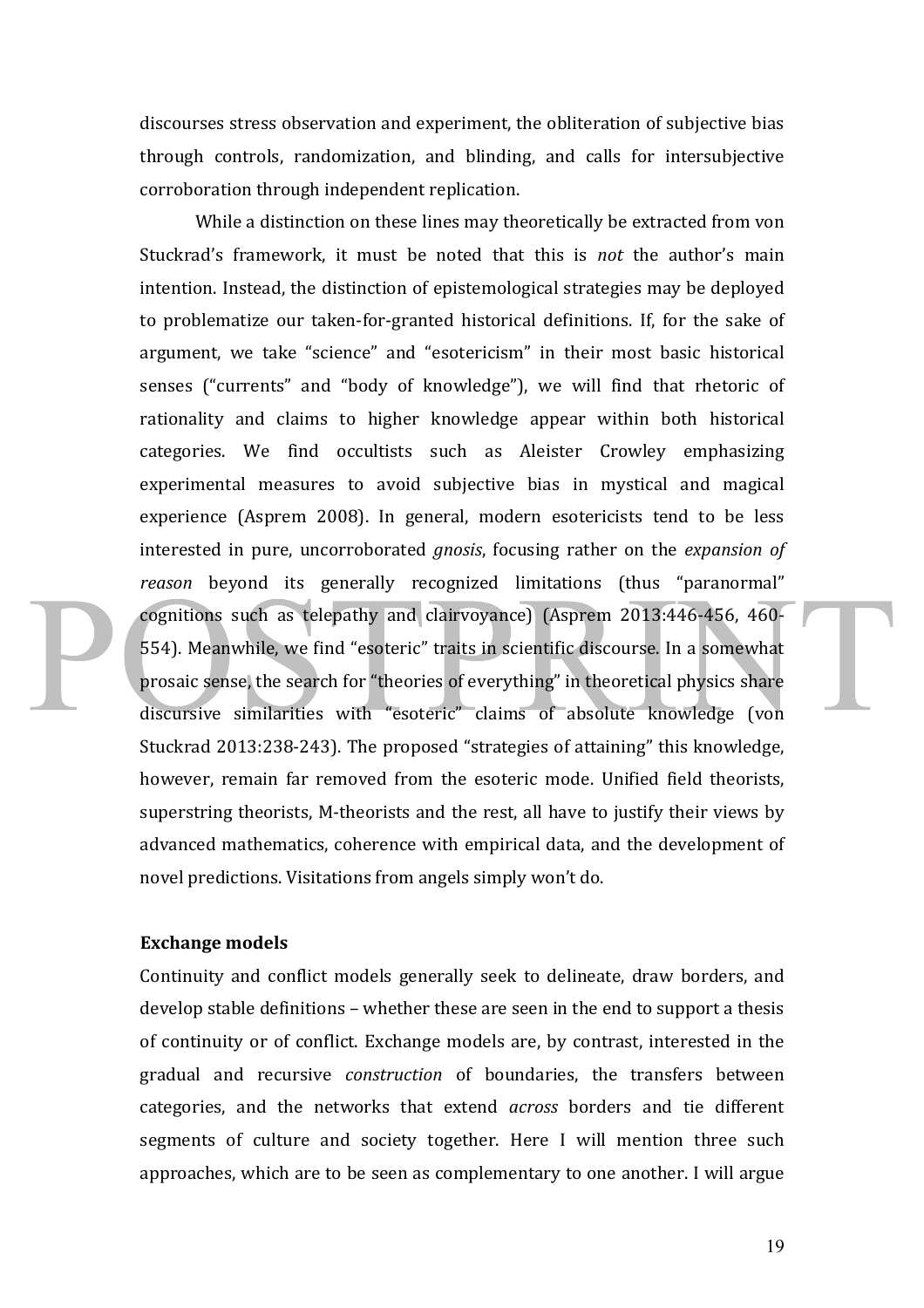discourses stress observation and experiment, the obliteration of subjective bias through controls, randomization, and blinding, and calls for intersubjective corroboration through independent replication.

While a distinction on these lines may theoretically be extracted from von Stuckrad's framework, it must be noted that this is *not* the author's main intention. Instead, the distinction of epistemological strategies may be deployed to problematize our taken-for-granted historical definitions. If, for the sake of argument, we take "science" and "esotericism" in their most basic historical senses ("currents" and "body of knowledge"), we will find that rhetoric of rationality and claims to higher knowledge appear within both historical categories. We find occultists such as Aleister Crowley emphasizing experimental measures to avoid subjective bias in mystical and magical experience (Asprem 2008). In general, modern esotericists tend to be less interested in pure, uncorroborated *gnosis*, focusing rather on the *expansion of reason* beyond its generally recognized limitations (thus "paranormal" cognitions such as telepathy and clairvoyance) (Asprem 2013:446-456, 460-554). Meanwhile, we find "esoteric" traits in scientific discourse. In a somewhat prosaic sense, the search for "theories of everything" in theoretical physics share discursive similarities with "esoteric" claims of absolute knowledge (von Stuckrad 2013:238-243). The proposed "strategies of attaining" this knowledge, however, remain far removed from the esoteric mode. Unified field theorists, superstring theorists, M-theorists and the rest, all have to justify their views by advanced mathematics, coherence with empirical data, and the development of novel predictions. Visitations from angels simply won't do.

**Exchange models**

Continuity and conflict models generally seek to delineate, draw borders, and develop stable definitions – whether these are seen in the end to support a thesis of continuity or of conflict. Exchange models are, by contrast, interested in the gradual and recursive *construction* of boundaries, the transfers between categories, and the networks that extend *across* borders and tie different segments of culture and society together. Here I will mention three such approaches, which are to be seen as complementary to one another. I will argue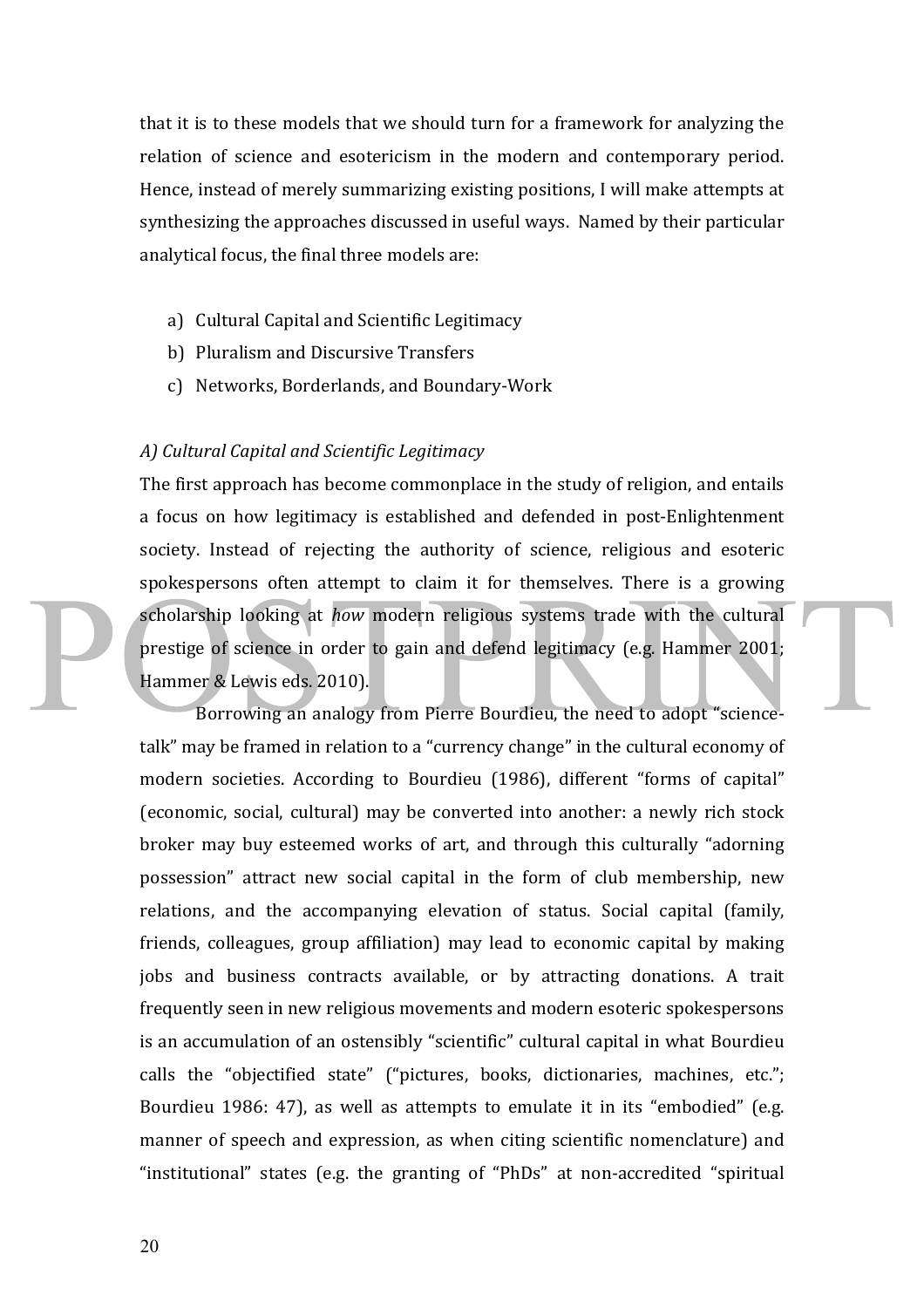that it is to these models that we should turn for a framework for analyzing the relation of science and esotericism in the modern and contemporary period. Hence, instead of merely summarizing existing positions, I will make attempts at synthesizing the approaches discussed in useful ways. Named by their particular analytical focus, the final three models are:

a) Cultural Capital and Scientific Legitimacy
b) Pluralism and Discursive Transfers
c) Networks, Borderlands, and Boundary-Work

*A) Cultural Capital and Scientific Legitimacy*

The first approach has become commonplace in the study of religion, and entails a focus on how legitimacy is established and defended in post-Enlightenment society. Instead of rejecting the authority of science, religious and esoteric spokespersons often attempt to claim it for themselves. There is a growing scholarship looking at *how* modern religious systems trade with the cultural prestige of science in order to gain and defend legitimacy (e.g. Hammer 2001; Hammer & Lewis eds. 2010).

Borrowing an analogy from Pierre Bourdieu, the need to adopt "science-talk" may be framed in relation to a "currency change" in the cultural economy of modern societies. According to Bourdieu (1986), different "forms of capital" (economic, social, cultural) may be converted into another: a newly rich stock broker may buy esteemed works of art, and through this culturally "adorning possession" attract new social capital in the form of club membership, new relations, and the accompanying elevation of status. Social capital (family, friends, colleagues, group affiliation) may lead to economic capital by making jobs and business contracts available, or by attracting donations. A trait frequently seen in new religious movements and modern esoteric spokespersons is an accumulation of an ostensibly "scientific" cultural capital in what Bourdieu calls the "objectified state" ("pictures, books, dictionaries, machines, etc."; Bourdieu 1986: 47), as well as attempts to emulate it in its "embodied" (e.g. manner of speech and expression, as when citing scientific nomenclature) and "institutional" states (e.g. the granting of "PhDs" at non-accredited "spiritual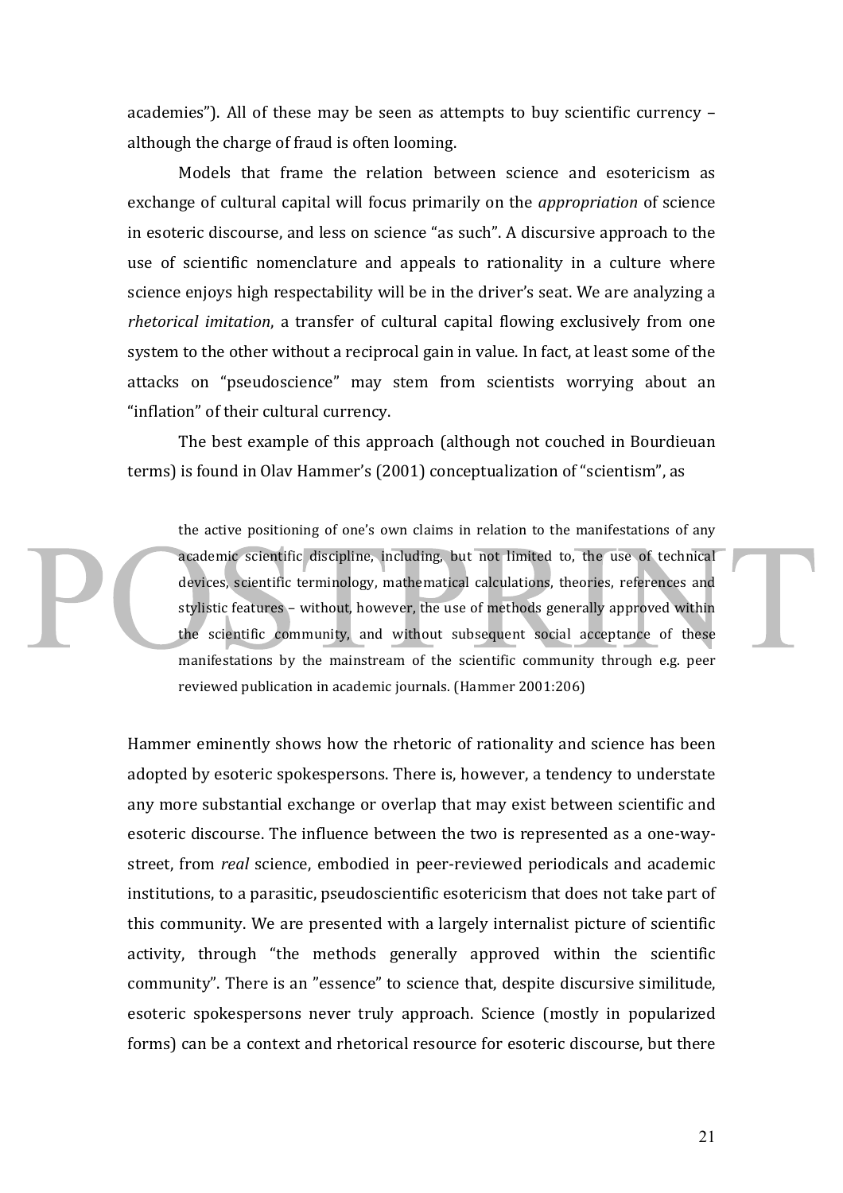academies"). All of these may be seen as attempts to buy scientific currency – although the charge of fraud is often looming.

Models that frame the relation between science and esotericism as exchange of cultural capital will focus primarily on the *appropriation* of science in esoteric discourse, and less on science "as such". A discursive approach to the use of scientific nomenclature and appeals to rationality in a culture where science enjoys high respectability will be in the driver's seat. We are analyzing a *rhetorical imitation*, a transfer of cultural capital flowing exclusively from one system to the other without a reciprocal gain in value. In fact, at least some of the attacks on "pseudoscience" may stem from scientists worrying about an "inflation" of their cultural currency.

The best example of this approach (although not couched in Bourdieuan terms) is found in Olav Hammer's (2001) conceptualization of "scientism", as

> the active positioning of one's own claims in relation to the manifestations of any academic scientific discipline, including, but not limited to, the use of technical devices, scientific terminology, mathematical calculations, theories, references and stylistic features – without, however, the use of methods generally approved within the scientific community, and without subsequent social acceptance of these manifestations by the mainstream of the scientific community through e.g. peer reviewed publication in academic journals. (Hammer 2001:206)

Hammer eminently shows how the rhetoric of rationality and science has been adopted by esoteric spokespersons. There is, however, a tendency to understate any more substantial exchange or overlap that may exist between scientific and esoteric discourse. The influence between the two is represented as a one-way-street, from *real* science, embodied in peer-reviewed periodicals and academic institutions, to a parasitic, pseudoscientific esotericism that does not take part of this community. We are presented with a largely internalist picture of scientific activity, through "the methods generally approved within the scientific community". There is an "essence" to science that, despite discursive similitude, esoteric spokespersons never truly approach. Science (mostly in popularized forms) can be a context and rhetorical resource for esoteric discourse, but there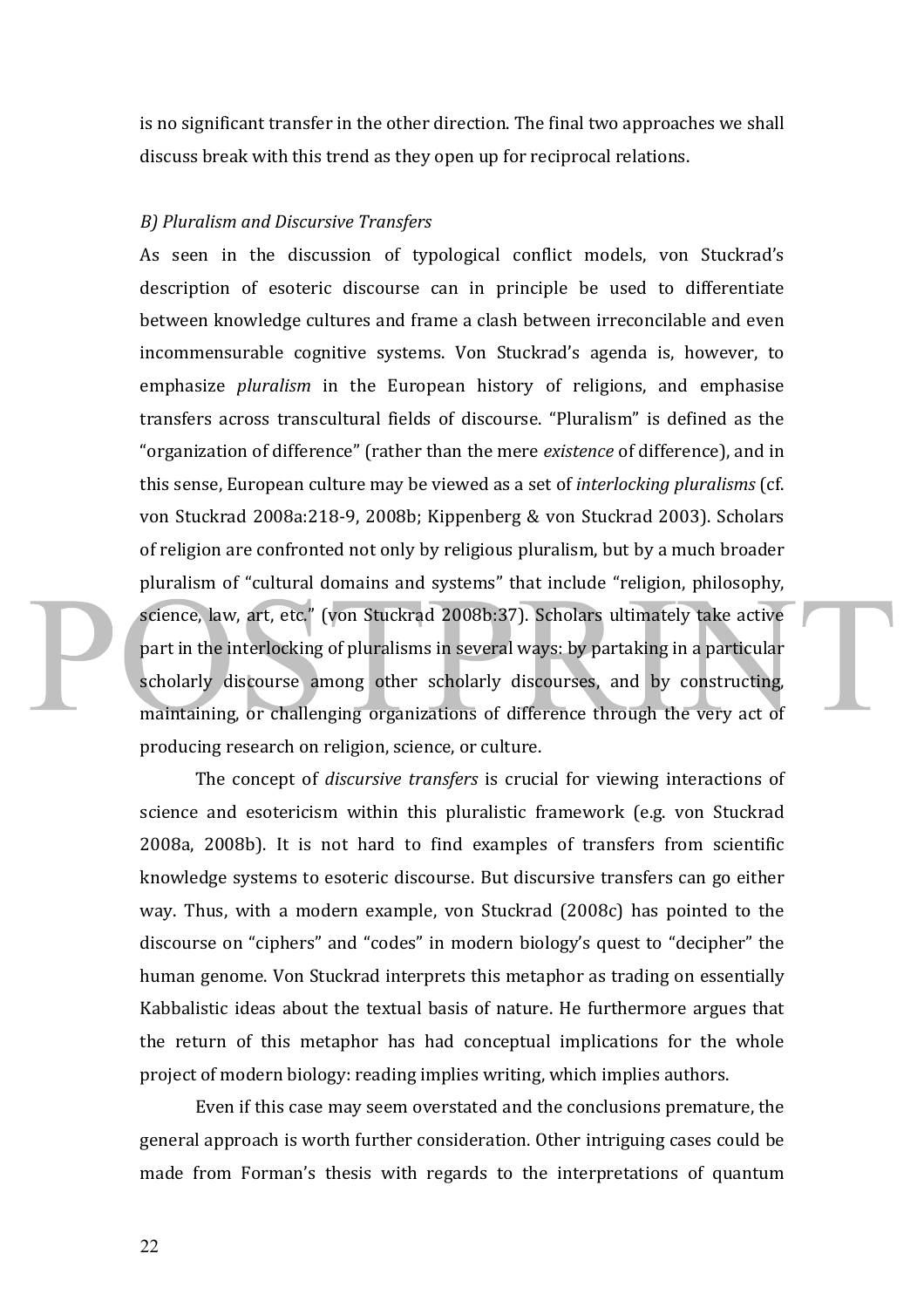is no significant transfer in the other direction. The final two approaches we shall discuss break with this trend as they open up for reciprocal relations.

*B) Pluralism and Discursive Transfers*

As seen in the discussion of typological conflict models, von Stuckrad's description of esoteric discourse can in principle be used to differentiate between knowledge cultures and frame a clash between irreconcilable and even incommensurable cognitive systems. Von Stuckrad's agenda is, however, to emphasize *pluralism* in the European history of religions, and emphasise transfers across transcultural fields of discourse. "Pluralism" is defined as the "organization of difference" (rather than the mere *existence* of difference), and in this sense, European culture may be viewed as a set of *interlocking pluralisms* (cf. von Stuckrad 2008a:218-9, 2008b; Kippenberg & von Stuckrad 2003). Scholars of religion are confronted not only by religious pluralism, but by a much broader pluralism of "cultural domains and systems" that include "religion, philosophy, science, law, art, etc." (von Stuckrad 2008b:37). Scholars ultimately take active part in the interlocking of pluralisms in several ways: by partaking in a particular scholarly discourse among other scholarly discourses, and by constructing, maintaining, or challenging organizations of difference through the very act of producing research on religion, science, or culture.

The concept of *discursive transfers* is crucial for viewing interactions of science and esotericism within this pluralistic framework (e.g. von Stuckrad 2008a, 2008b). It is not hard to find examples of transfers from scientific knowledge systems to esoteric discourse. But discursive transfers can go either way. Thus, with a modern example, von Stuckrad (2008c) has pointed to the discourse on "ciphers" and "codes" in modern biology's quest to "decipher" the human genome. Von Stuckrad interprets this metaphor as trading on essentially Kabbalistic ideas about the textual basis of nature. He furthermore argues that the return of this metaphor has had conceptual implications for the whole project of modern biology: reading implies writing, which implies authors.

Even if this case may seem overstated and the conclusions premature, the general approach is worth further consideration. Other intriguing cases could be made from Forman's thesis with regards to the interpretations of quantum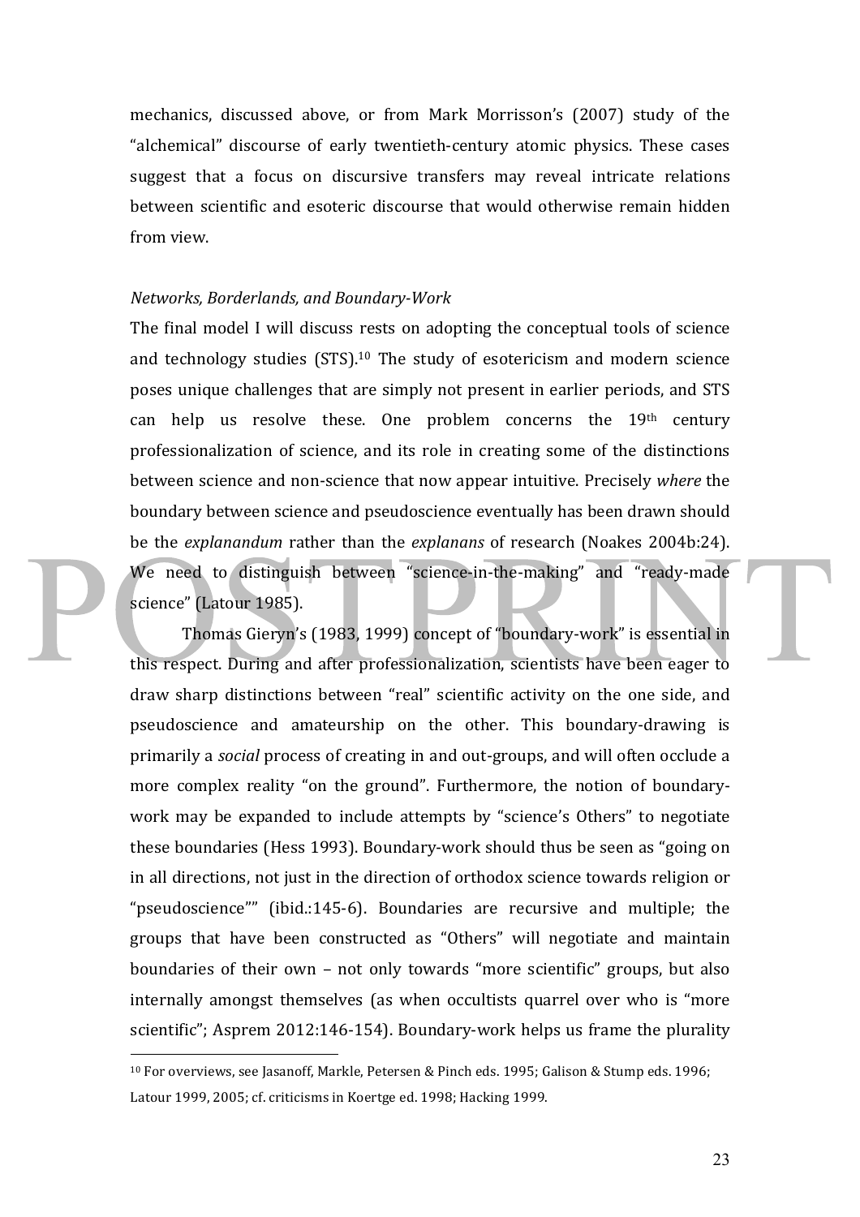mechanics, discussed above, or from Mark Morrisson's (2007) study of the "alchemical" discourse of early twentieth-century atomic physics. These cases suggest that a focus on discursive transfers may reveal intricate relations between scientific and esoteric discourse that would otherwise remain hidden from view.

*Networks, Borderlands, and Boundary-Work*

The final model I will discuss rests on adopting the conceptual tools of science and technology studies (STS).[10] The study of esotericism and modern science poses unique challenges that are simply not present in earlier periods, and STS can help us resolve these. One problem concerns the 19th century professionalization of science, and its role in creating some of the distinctions between science and non-science that now appear intuitive. Precisely *where* the boundary between science and pseudoscience eventually has been drawn should be the *explanandum* rather than the *explanans* of research (Noakes 2004b:24). We need to distinguish between "science-in-the-making" and "ready-made science" (Latour 1985).

Thomas Gieryn's (1983, 1999) concept of "boundary-work" is essential in this respect. During and after professionalization, scientists have been eager to draw sharp distinctions between "real" scientific activity on the one side, and pseudoscience and amateurship on the other. This boundary-drawing is primarily a *social* process of creating in and out-groups, and will often occlude a more complex reality "on the ground". Furthermore, the notion of boundary-work may be expanded to include attempts by "science's Others" to negotiate these boundaries (Hess 1993). Boundary-work should thus be seen as "going on in all directions, not just in the direction of orthodox science towards religion or "pseudoscience"" (ibid.:145-6). Boundaries are recursive and multiple; the groups that have been constructed as "Others" will negotiate and maintain boundaries of their own – not only towards "more scientific" groups, but also internally amongst themselves (as when occultists quarrel over who is "more scientific"; Asprem 2012:146-154). Boundary-work helps us frame the plurality

[10] For overviews, see Jasanoff, Markle, Petersen & Pinch eds. 1995; Galison & Stump eds. 1996; Latour 1999, 2005; cf. criticisms in Koertge ed. 1998; Hacking 1999.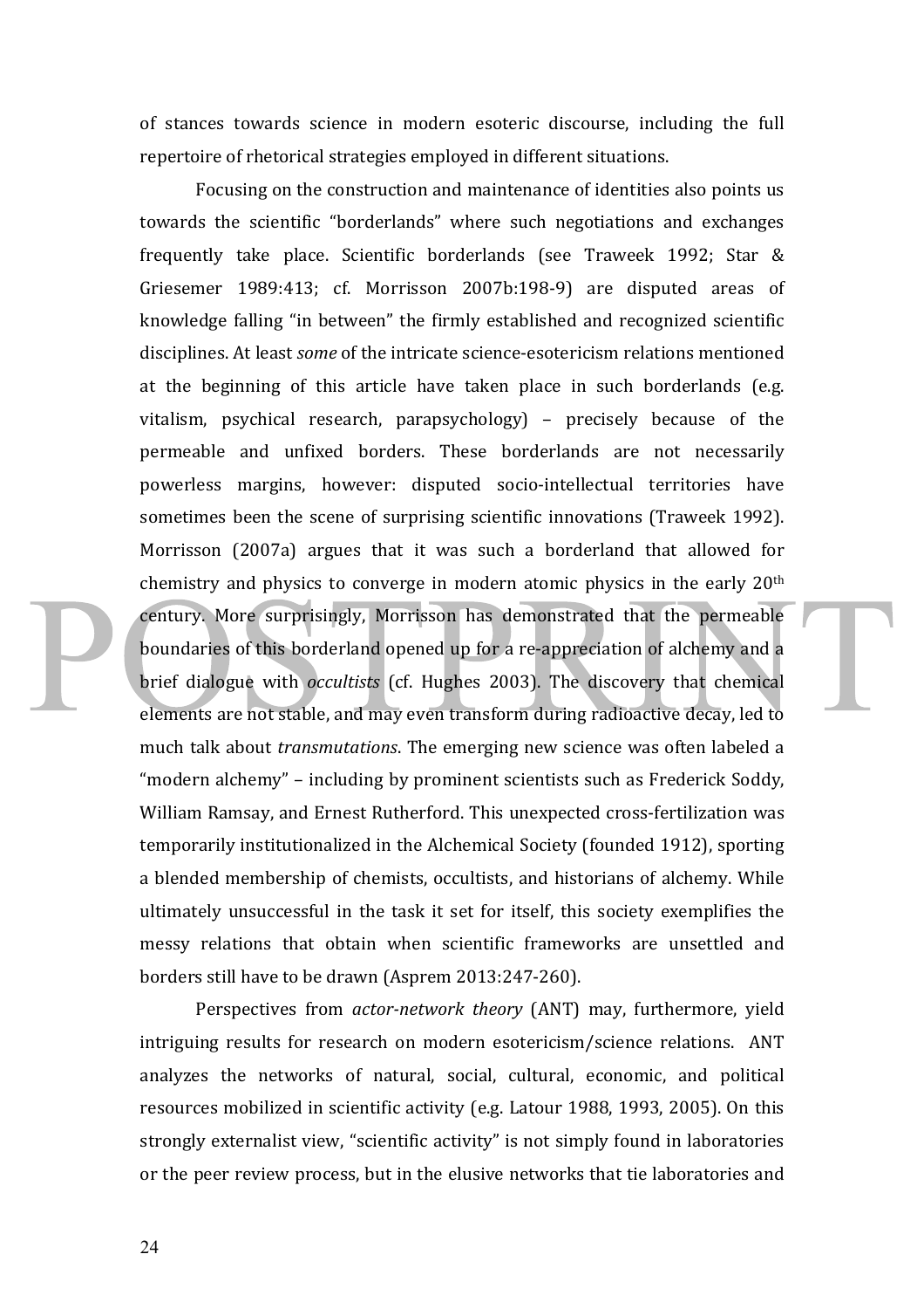of stances towards science in modern esoteric discourse, including the full repertoire of rhetorical strategies employed in different situations.

Focusing on the construction and maintenance of identities also points us towards the scientific "borderlands" where such negotiations and exchanges frequently take place. Scientific borderlands (see Traweek 1992; Star & Griesemer 1989:413; cf. Morrisson 2007b:198-9) are disputed areas of knowledge falling "in between" the firmly established and recognized scientific disciplines. At least *some* of the intricate science-esotericism relations mentioned at the beginning of this article have taken place in such borderlands (e.g. vitalism, psychical research, parapsychology) – precisely because of the permeable and unfixed borders. These borderlands are not necessarily powerless margins, however: disputed socio-intellectual territories have sometimes been the scene of surprising scientific innovations (Traweek 1992). Morrisson (2007a) argues that it was such a borderland that allowed for chemistry and physics to converge in modern atomic physics in the early 20th century. More surprisingly, Morrisson has demonstrated that the permeable boundaries of this borderland opened up for a re-appreciation of alchemy and a brief dialogue with *occultists* (cf. Hughes 2003). The discovery that chemical elements are not stable, and may even transform during radioactive decay, led to much talk about *transmutations*. The emerging new science was often labeled a "modern alchemy" – including by prominent scientists such as Frederick Soddy, William Ramsay, and Ernest Rutherford. This unexpected cross-fertilization was temporarily institutionalized in the Alchemical Society (founded 1912), sporting a blended membership of chemists, occultists, and historians of alchemy. While ultimately unsuccessful in the task it set for itself, this society exemplifies the messy relations that obtain when scientific frameworks are unsettled and borders still have to be drawn (Asprem 2013:247-260).

Perspectives from *actor-network theory* (ANT) may, furthermore, yield intriguing results for research on modern esotericism/science relations. ANT analyzes the networks of natural, social, cultural, economic, and political resources mobilized in scientific activity (e.g. Latour 1988, 1993, 2005). On this strongly externalist view, "scientific activity" is not simply found in laboratories or the peer review process, but in the elusive networks that tie laboratories and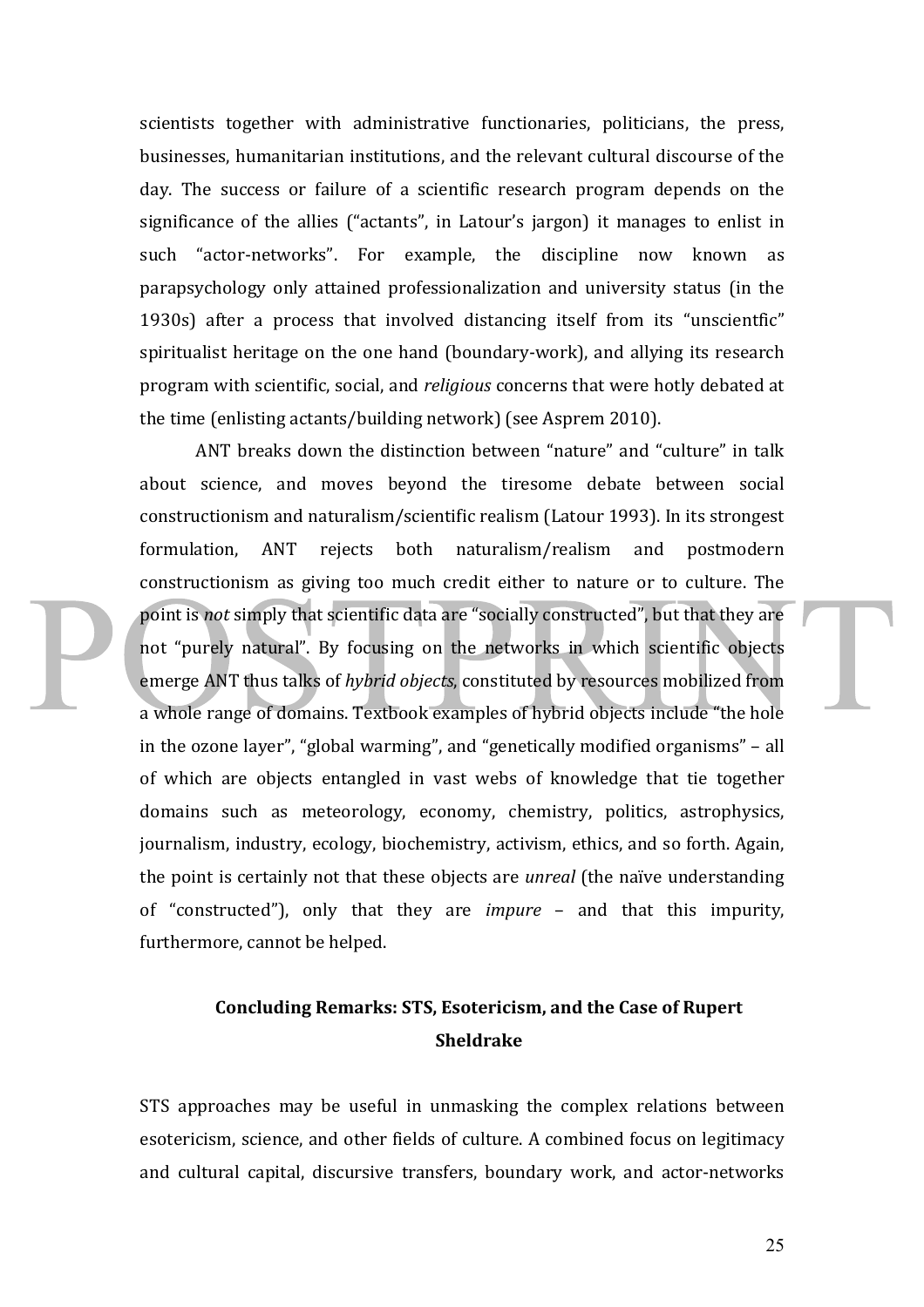scientists together with administrative functionaries, politicians, the press, businesses, humanitarian institutions, and the relevant cultural discourse of the day. The success or failure of a scientific research program depends on the significance of the allies ("actants", in Latour's jargon) it manages to enlist in such "actor-networks". For example, the discipline now known as parapsychology only attained professionalization and university status (in the 1930s) after a process that involved distancing itself from its "unscientfic" spiritualist heritage on the one hand (boundary-work), and allying its research program with scientific, social, and *religious* concerns that were hotly debated at the time (enlisting actants/building network) (see Asprem 2010).

ANT breaks down the distinction between "nature" and "culture" in talk about science, and moves beyond the tiresome debate between social constructionism and naturalism/scientific realism (Latour 1993). In its strongest formulation, ANT rejects both naturalism/realism and postmodern constructionism as giving too much credit either to nature or to culture. The point is *not* simply that scientific data are "socially constructed", but that they are not "purely natural". By focusing on the networks in which scientific objects emerge ANT thus talks of *hybrid objects*, constituted by resources mobilized from a whole range of domains. Textbook examples of hybrid objects include "the hole in the ozone layer", "global warming", and "genetically modified organisms" – all of which are objects entangled in vast webs of knowledge that tie together domains such as meteorology, economy, chemistry, politics, astrophysics, journalism, industry, ecology, biochemistry, activism, ethics, and so forth. Again, the point is certainly not that these objects are *unreal* (the naïve understanding of "constructed"), only that they are *impure* – and that this impurity, furthermore, cannot be helped.

## Concluding Remarks: STS, Esotericism, and the Case of Rupert Sheldrake

STS approaches may be useful in unmasking the complex relations between esotericism, science, and other fields of culture. A combined focus on legitimacy and cultural capital, discursive transfers, boundary work, and actor-networks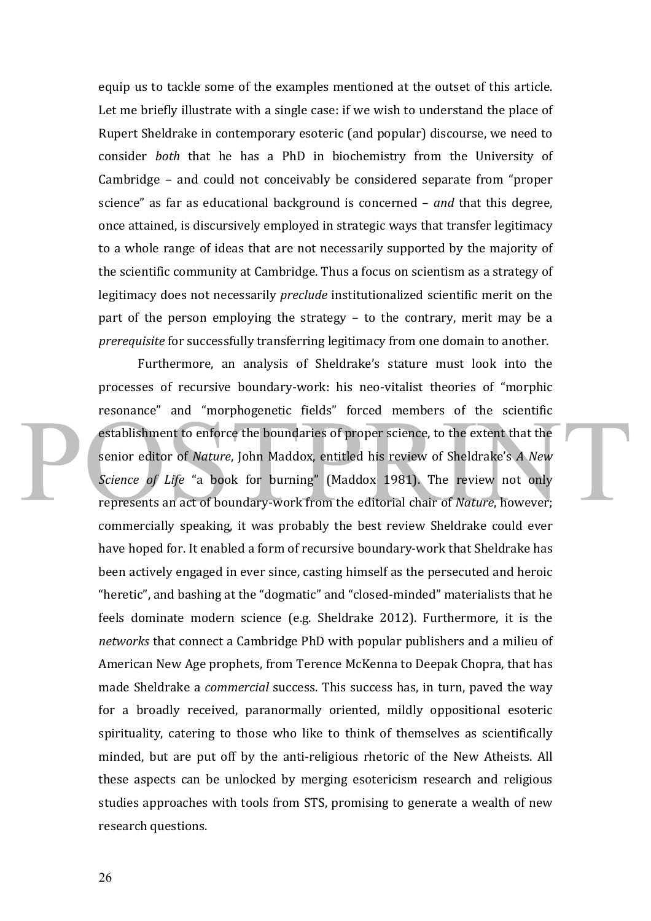equip us to tackle some of the examples mentioned at the outset of this article. Let me briefly illustrate with a single case: if we wish to understand the place of Rupert Sheldrake in contemporary esoteric (and popular) discourse, we need to consider *both* that he has a PhD in biochemistry from the University of Cambridge – and could not conceivably be considered separate from "proper science" as far as educational background is concerned – *and* that this degree, once attained, is discursively employed in strategic ways that transfer legitimacy to a whole range of ideas that are not necessarily supported by the majority of the scientific community at Cambridge. Thus a focus on scientism as a strategy of legitimacy does not necessarily *preclude* institutionalized scientific merit on the part of the person employing the strategy – to the contrary, merit may be a *prerequisite* for successfully transferring legitimacy from one domain to another.

Furthermore, an analysis of Sheldrake's stature must look into the processes of recursive boundary-work: his neo-vitalist theories of "morphic resonance" and "morphogenetic fields" forced members of the scientific establishment to enforce the boundaries of proper science, to the extent that the senior editor of *Nature*, John Maddox, entitled his review of Sheldrake's *A New Science of Life* "a book for burning" (Maddox 1981). The review not only represents an act of boundary-work from the editorial chair of *Nature*, however; commercially speaking, it was probably the best review Sheldrake could ever have hoped for. It enabled a form of recursive boundary-work that Sheldrake has been actively engaged in ever since, casting himself as the persecuted and heroic "heretic", and bashing at the "dogmatic" and "closed-minded" materialists that he feels dominate modern science (e.g. Sheldrake 2012). Furthermore, it is the *networks* that connect a Cambridge PhD with popular publishers and a milieu of American New Age prophets, from Terence McKenna to Deepak Chopra, that has made Sheldrake a *commercial* success. This success has, in turn, paved the way for a broadly received, paranormally oriented, mildly oppositional esoteric spirituality, catering to those who like to think of themselves as scientifically minded, but are put off by the anti-religious rhetoric of the New Atheists. All these aspects can be unlocked by merging esotericism research and religious studies approaches with tools from STS, promising to generate a wealth of new research questions.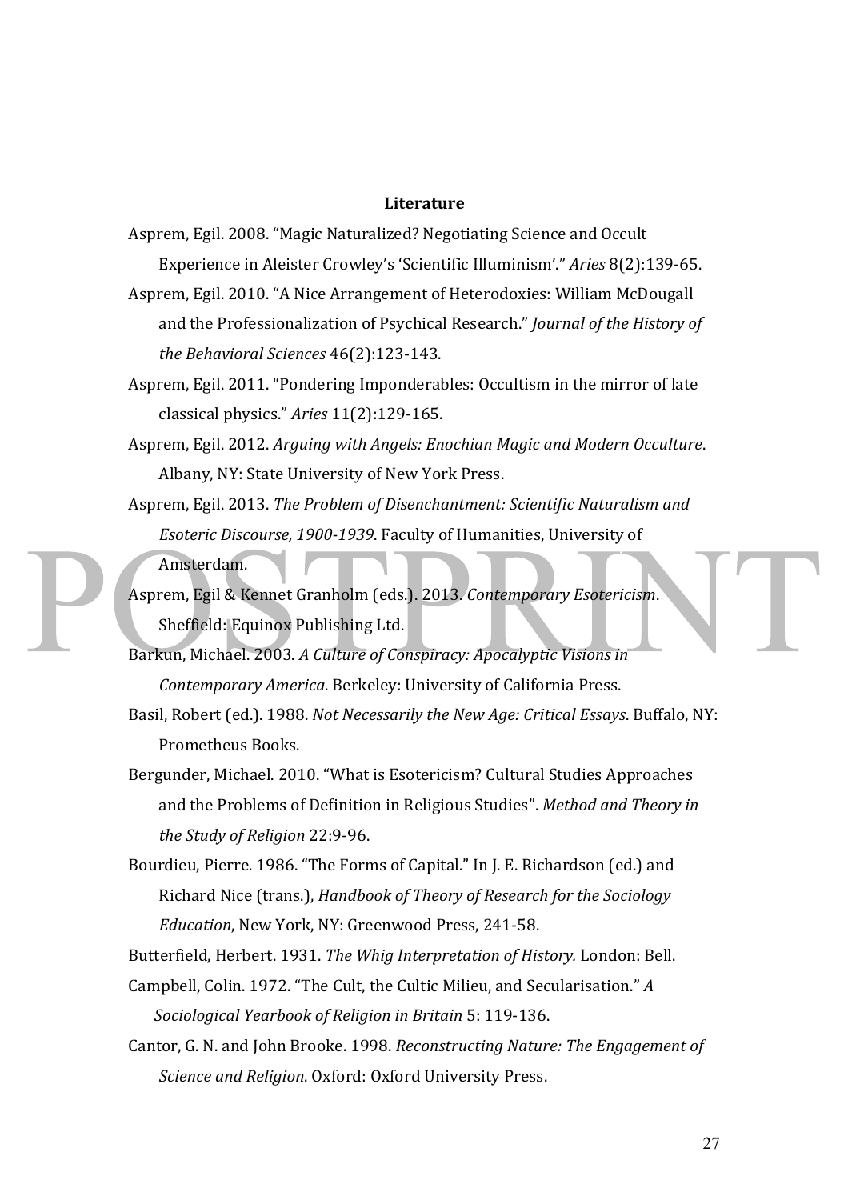**Literature**

Asprem, Egil. 2008. "Magic Naturalized? Negotiating Science and Occult Experience in Aleister Crowley's 'Scientific Illuminism'." *Aries* 8(2):139-65.

Asprem, Egil. 2010. "A Nice Arrangement of Heterodoxies: William McDougall and the Professionalization of Psychical Research." *Journal of the History of the Behavioral Sciences* 46(2):123-143.

Asprem, Egil. 2011. "Pondering Imponderables: Occultism in the mirror of late classical physics." *Aries* 11(2):129-165.

Asprem, Egil. 2012. *Arguing with Angels: Enochian Magic and Modern Occulture*. Albany, NY: State University of New York Press.

Asprem, Egil. 2013. *The Problem of Disenchantment: Scientific Naturalism and Esoteric Discourse, 1900-1939*. Faculty of Humanities, University of Amsterdam.

Asprem, Egil & Kennet Granholm (eds.). 2013. *Contemporary Esotericism*. Sheffield: Equinox Publishing Ltd.

Barkun, Michael. 2003. *A Culture of Conspiracy: Apocalyptic Visions in Contemporary America*. Berkeley: University of California Press.

Basil, Robert (ed.). 1988. *Not Necessarily the New Age: Critical Essays*. Buffalo, NY: Prometheus Books.

Bergunder, Michael. 2010. "What is Esotericism? Cultural Studies Approaches and the Problems of Definition in Religious Studies". *Method and Theory in the Study of Religion* 22:9-96.

Bourdieu, Pierre. 1986. "The Forms of Capital." In J. E. Richardson (ed.) and Richard Nice (trans.), *Handbook of Theory of Research for the Sociology Education*, New York, NY: Greenwood Press, 241-58.

Butterfield, Herbert. 1931. *The Whig Interpretation of History.* London: Bell.

Campbell, Colin. 1972. "The Cult, the Cultic Milieu, and Secularisation." *A Sociological Yearbook of Religion in Britain* 5: 119-136.

Cantor, G. N. and John Brooke. 1998. *Reconstructing Nature: The Engagement of Science and Religion*. Oxford: Oxford University Press.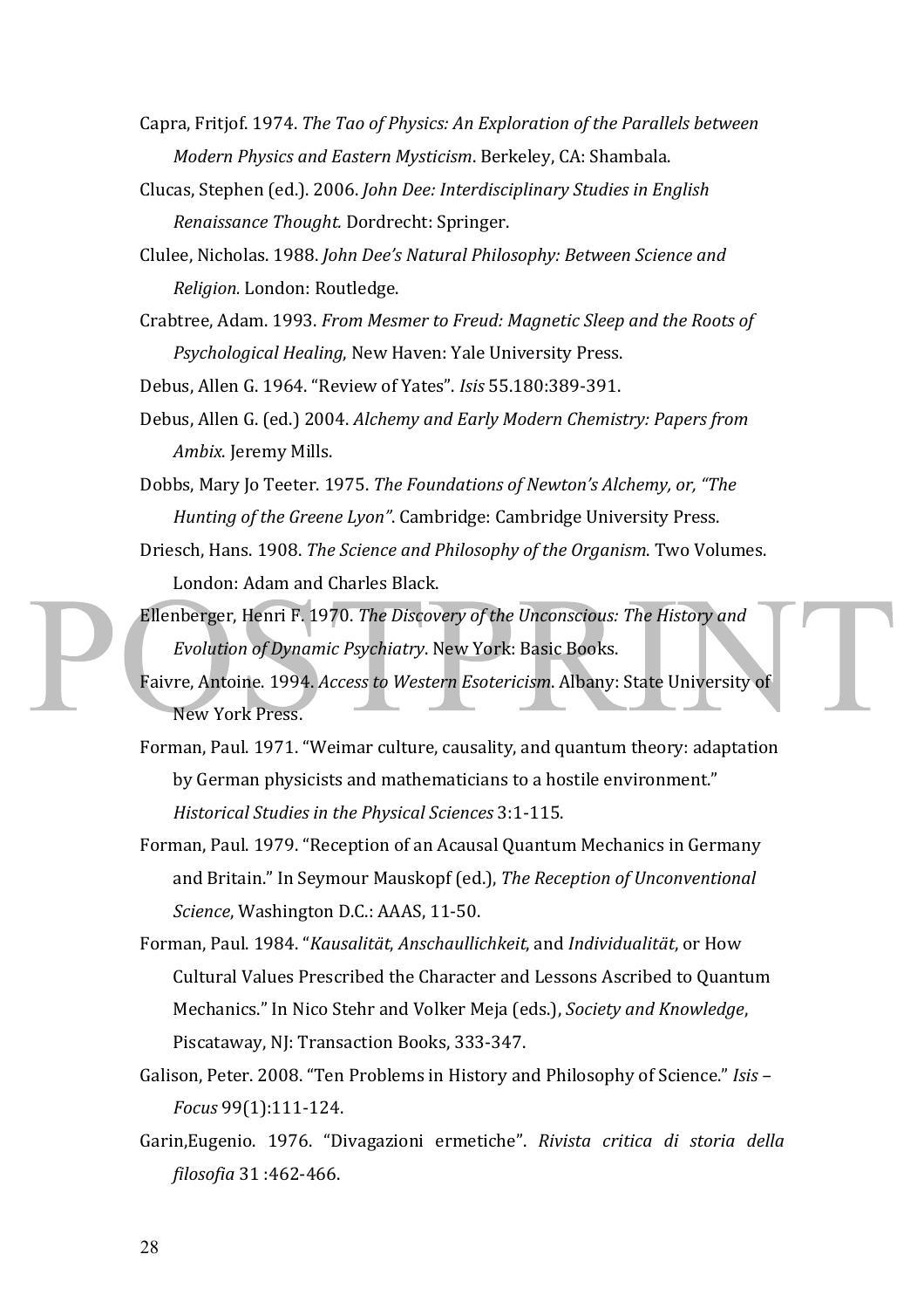Capra, Fritjof. 1974. *The Tao of Physics: An Exploration of the Parallels between Modern Physics and Eastern Mysticism*. Berkeley, CA: Shambala.

Clucas, Stephen (ed.). 2006. *John Dee: Interdisciplinary Studies in English Renaissance Thought.* Dordrecht: Springer.

Clulee, Nicholas. 1988. *John Dee's Natural Philosophy: Between Science and Religion.* London: Routledge.

Crabtree, Adam. 1993. *From Mesmer to Freud: Magnetic Sleep and the Roots of Psychological Healing*, New Haven: Yale University Press.

Debus, Allen G. 1964. "Review of Yates". *Isis* 55.180:389-391.

Debus, Allen G. (ed.) 2004. *Alchemy and Early Modern Chemistry: Papers from Ambix*. Jeremy Mills.

Dobbs, Mary Jo Teeter. 1975. *The Foundations of Newton's Alchemy, or, "The Hunting of the Greene Lyon"*. Cambridge: Cambridge University Press.

Driesch, Hans. 1908. *The Science and Philosophy of the Organism*. Two Volumes. London: Adam and Charles Black.

Ellenberger, Henri F. 1970. *The Discovery of the Unconscious: The History and Evolution of Dynamic Psychiatry*. New York: Basic Books.

Faivre, Antoine. 1994. *Access to Western Esotericism*. Albany: State University of New York Press.

Forman, Paul. 1971. "Weimar culture, causality, and quantum theory: adaptation by German physicists and mathematicians to a hostile environment." *Historical Studies in the Physical Sciences* 3:1-115.

Forman, Paul. 1979. "Reception of an Acausal Quantum Mechanics in Germany and Britain." In Seymour Mauskopf (ed.), *The Reception of Unconventional Science*, Washington D.C.: AAAS, 11-50.

Forman, Paul. 1984. "*Kausalität, Anschaullichkeit*, and *Individualität*, or How Cultural Values Prescribed the Character and Lessons Ascribed to Quantum Mechanics." In Nico Stehr and Volker Meja (eds.), *Society and Knowledge*, Piscataway, NJ: Transaction Books, 333-347.

Galison, Peter. 2008. "Ten Problems in History and Philosophy of Science." *Isis – Focus* 99(1):111-124.

Garin,Eugenio. 1976. "Divagazioni ermetiche". *Rivista critica di storia della filosofia* 31 :462-466.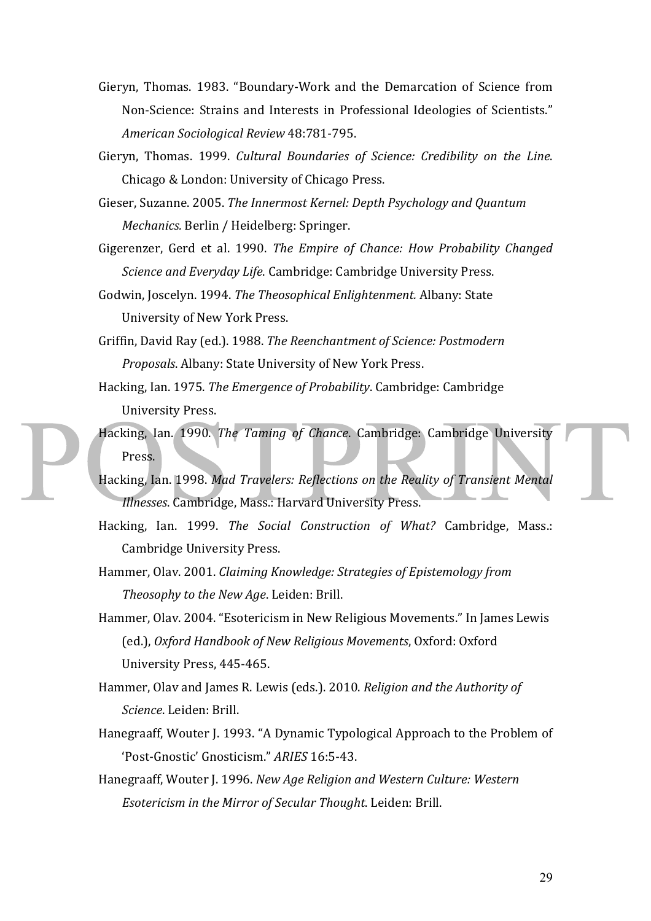Gieryn, Thomas. 1983. “Boundary-Work and the Demarcation of Science from Non-Science: Strains and Interests in Professional Ideologies of Scientists.” *American Sociological Review* 48:781-795.

Gieryn, Thomas. 1999. *Cultural Boundaries of Science: Credibility on the Line*. Chicago & London: University of Chicago Press.

Gieser, Suzanne. 2005. *The Innermost Kernel: Depth Psychology and Quantum Mechanics.* Berlin / Heidelberg: Springer.

Gigerenzer, Gerd et al. 1990. *The Empire of Chance: How Probability Changed Science and Everyday Life*. Cambridge: Cambridge University Press.

Godwin, Joscelyn. 1994. *The Theosophical Enlightenment.* Albany: State University of New York Press.

Griffin, David Ray (ed.). 1988. *The Reenchantment of Science: Postmodern Proposals*. Albany: State University of New York Press.

Hacking, Ian. 1975. *The Emergence of Probability*. Cambridge: Cambridge University Press.

Hacking, Ian. 1990. *The Taming of Chance*. Cambridge: Cambridge University Press.

Hacking, Ian. 1998. *Mad Travelers: Reflections on the Reality of Transient Mental Illnesses*. Cambridge, Mass.: Harvard University Press.

Hacking, Ian. 1999. *The Social Construction of What?* Cambridge, Mass.: Cambridge University Press.

Hammer, Olav. 2001. *Claiming Knowledge: Strategies of Epistemology from Theosophy to the New Age*. Leiden: Brill.

Hammer, Olav. 2004. “Esotericism in New Religious Movements.” In James Lewis (ed.), *Oxford Handbook of New Religious Movements*, Oxford: Oxford University Press, 445-465.

Hammer, Olav and James R. Lewis (eds.). 2010. *Religion and the Authority of Science*. Leiden: Brill.

Hanegraaff, Wouter J. 1993. “A Dynamic Typological Approach to the Problem of ‘Post-Gnostic’ Gnosticism.” *ARIES* 16:5-43.

Hanegraaff, Wouter J. 1996. *New Age Religion and Western Culture: Western Esotericism in the Mirror of Secular Thought*. Leiden: Brill.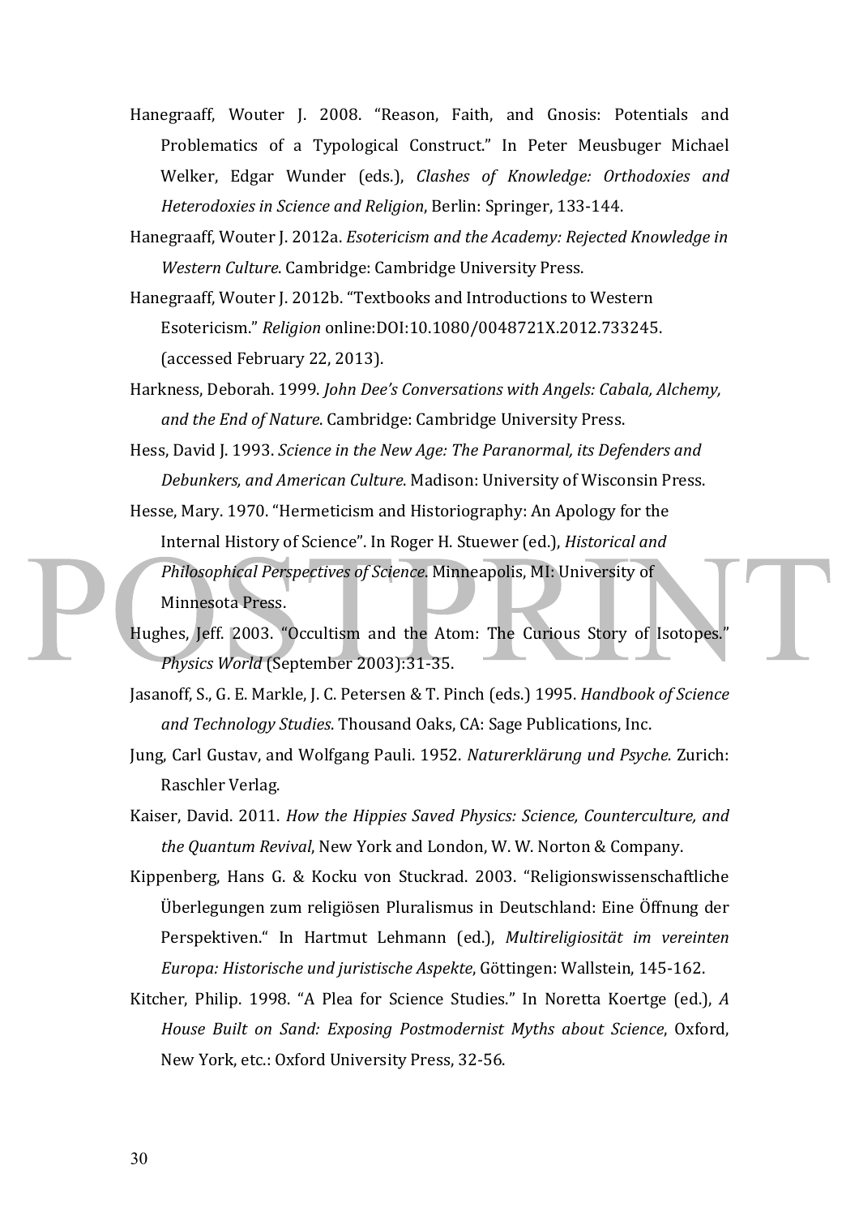Hanegraaff, Wouter J. 2008. “Reason, Faith, and Gnosis: Potentials and Problematics of a Typological Construct.” In Peter Meusbuger Michael Welker, Edgar Wunder (eds.), *Clashes of Knowledge: Orthodoxies and Heterodoxies in Science and Religion*, Berlin: Springer, 133-144.

Hanegraaff, Wouter J. 2012a. *Esotericism and the Academy: Rejected Knowledge in Western Culture*. Cambridge: Cambridge University Press.

Hanegraaff, Wouter J. 2012b. “Textbooks and Introductions to Western Esotericism.” *Religion* online:DOI:10.1080/0048721X.2012.733245. (accessed February 22, 2013).

Harkness, Deborah. 1999. *John Dee’s Conversations with Angels: Cabala, Alchemy, and the End of Nature*. Cambridge: Cambridge University Press.

Hess, David J. 1993. *Science in the New Age: The Paranormal, its Defenders and Debunkers, and American Culture*. Madison: University of Wisconsin Press.

Hesse, Mary. 1970. “Hermeticism and Historiography: An Apology for the Internal History of Science”. In Roger H. Stuewer (ed.), *Historical and Philosophical Perspectives of Science*. Minneapolis, MI: University of Minnesota Press.

Hughes, Jeff. 2003. “Occultism and the Atom: The Curious Story of Isotopes.” *Physics World* (September 2003):31-35.

Jasanoff, S., G. E. Markle, J. C. Petersen & T. Pinch (eds.) 1995. *Handbook of Science and Technology Studies*. Thousand Oaks, CA: Sage Publications, Inc.

Jung, Carl Gustav, and Wolfgang Pauli. 1952. *Naturerklärung und Psyche*. Zurich: Raschler Verlag.

Kaiser, David. 2011. *How the Hippies Saved Physics: Science, Counterculture, and the Quantum Revival*, New York and London, W. W. Norton & Company.

Kippenberg, Hans G. & Kocku von Stuckrad. 2003. “Religionswissenschaftliche Überlegungen zum religiösen Pluralismus in Deutschland: Eine Öffnung der Perspektiven.“ In Hartmut Lehmann (ed.), *Multireligiosität im vereinten Europa: Historische und juristische Aspekte*, Göttingen: Wallstein, 145-162.

Kitcher, Philip. 1998. “A Plea for Science Studies.” In Noretta Koertge (ed.), *A House Built on Sand: Exposing Postmodernist Myths about Science*, Oxford, New York, etc.: Oxford University Press, 32-56.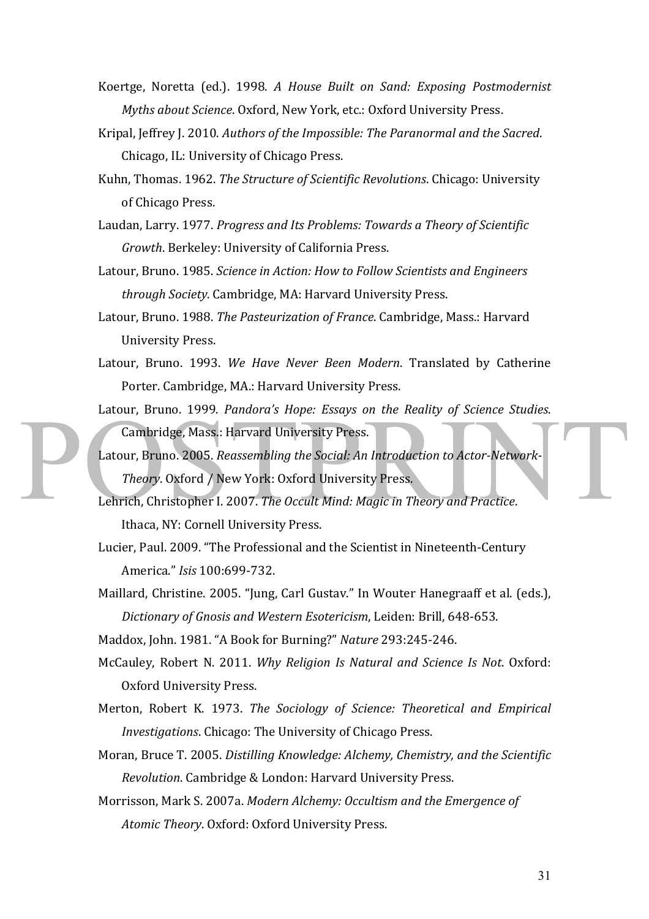Koertge, Noretta (ed.). 1998. *A House Built on Sand: Exposing Postmodernist Myths about Science*. Oxford, New York, etc.: Oxford University Press.

Kripal, Jeffrey J. 2010. *Authors of the Impossible: The Paranormal and the Sacred*. Chicago, IL: University of Chicago Press.

Kuhn, Thomas. 1962. *The Structure of Scientific Revolutions*. Chicago: University of Chicago Press.

Laudan, Larry. 1977. *Progress and Its Problems: Towards a Theory of Scientific Growth*. Berkeley: University of California Press.

Latour, Bruno. 1985. *Science in Action: How to Follow Scientists and Engineers through Society*. Cambridge, MA: Harvard University Press.

Latour, Bruno. 1988. *The Pasteurization of France*. Cambridge, Mass.: Harvard University Press.

Latour, Bruno. 1993. *We Have Never Been Modern*. Translated by Catherine Porter. Cambridge, MA.: Harvard University Press.

Latour, Bruno. 1999. *Pandora's Hope: Essays on the Reality of Science Studies*. Cambridge, Mass.: Harvard University Press.

Latour, Bruno. 2005. *Reassembling the Social: An Introduction to Actor-Network-Theory*. Oxford / New York: Oxford University Press.

Lehrich, Christopher I. 2007. *The Occult Mind: Magic in Theory and Practice*. Ithaca, NY: Cornell University Press.

Lucier, Paul. 2009. "The Professional and the Scientist in Nineteenth-Century America." *Isis* 100:699-732.

Maillard, Christine. 2005. "Jung, Carl Gustav." In Wouter Hanegraaff et al. (eds.), *Dictionary of Gnosis and Western Esotericism*, Leiden: Brill, 648-653.

Maddox, John. 1981. "A Book for Burning?" *Nature* 293:245-246.

McCauley, Robert N. 2011. *Why Religion Is Natural and Science Is Not*. Oxford: Oxford University Press.

Merton, Robert K. 1973. *The Sociology of Science: Theoretical and Empirical Investigations*. Chicago: The University of Chicago Press.

Moran, Bruce T. 2005. *Distilling Knowledge: Alchemy, Chemistry, and the Scientific Revolution*. Cambridge & London: Harvard University Press.

Morrisson, Mark S. 2007a. *Modern Alchemy: Occultism and the Emergence of Atomic Theory*. Oxford: Oxford University Press.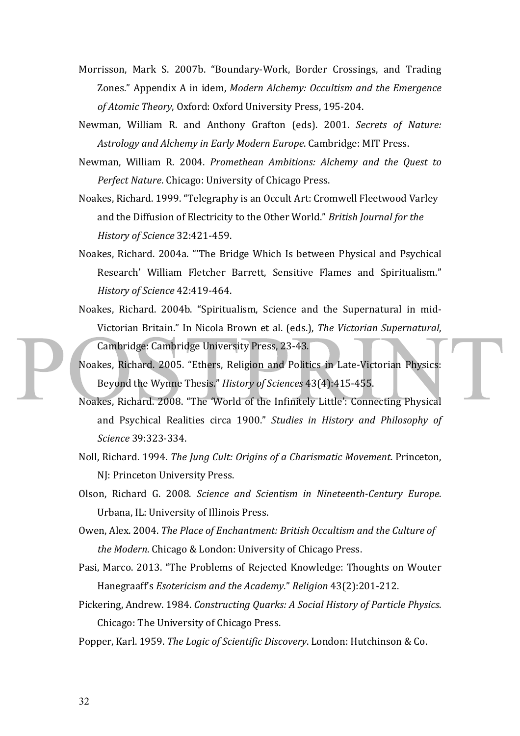Morrisson, Mark S. 2007b. "Boundary-Work, Border Crossings, and Trading Zones." Appendix A in idem, *Modern Alchemy: Occultism and the Emergence of Atomic Theory*, Oxford: Oxford University Press, 195-204.

Newman, William R. and Anthony Grafton (eds). 2001. *Secrets of Nature: Astrology and Alchemy in Early Modern Europe*. Cambridge: MIT Press.

Newman, William R. 2004. *Promethean Ambitions: Alchemy and the Quest to Perfect Nature*. Chicago: University of Chicago Press.

Noakes, Richard. 1999. "Telegraphy is an Occult Art: Cromwell Fleetwood Varley and the Diffusion of Electricity to the Other World." *British Journal for the History of Science* 32:421-459.

Noakes, Richard. 2004a. "'The Bridge Which Is between Physical and Psychical Research' William Fletcher Barrett, Sensitive Flames and Spiritualism." *History of Science* 42:419-464.

Noakes, Richard. 2004b. "Spiritualism, Science and the Supernatural in mid-Victorian Britain." In Nicola Brown et al. (eds.), *The Victorian Supernatural*, Cambridge: Cambridge University Press, 23-43.

Noakes, Richard. 2005. "Ethers, Religion and Politics in Late-Victorian Physics: Beyond the Wynne Thesis." *History of Sciences* 43(4):415-455.

Noakes, Richard. 2008. "The 'World of the Infinitely Little': Connecting Physical and Psychical Realities circa 1900." *Studies in History and Philosophy of Science* 39:323-334.

Noll, Richard. 1994. *The Jung Cult: Origins of a Charismatic Movement*. Princeton, NJ: Princeton University Press.

Olson, Richard G. 2008. *Science and Scientism in Nineteenth-Century Europe*. Urbana, IL: University of Illinois Press.

Owen, Alex. 2004. *The Place of Enchantment: British Occultism and the Culture of the Modern*. Chicago & London: University of Chicago Press.

Pasi, Marco. 2013. "The Problems of Rejected Knowledge: Thoughts on Wouter Hanegraaff's *Esotericism and the Academy*." *Religion* 43(2):201-212.

Pickering, Andrew. 1984. *Constructing Quarks: A Social History of Particle Physics*. Chicago: The University of Chicago Press.

Popper, Karl. 1959. *The Logic of Scientific Discovery*. London: Hutchinson & Co.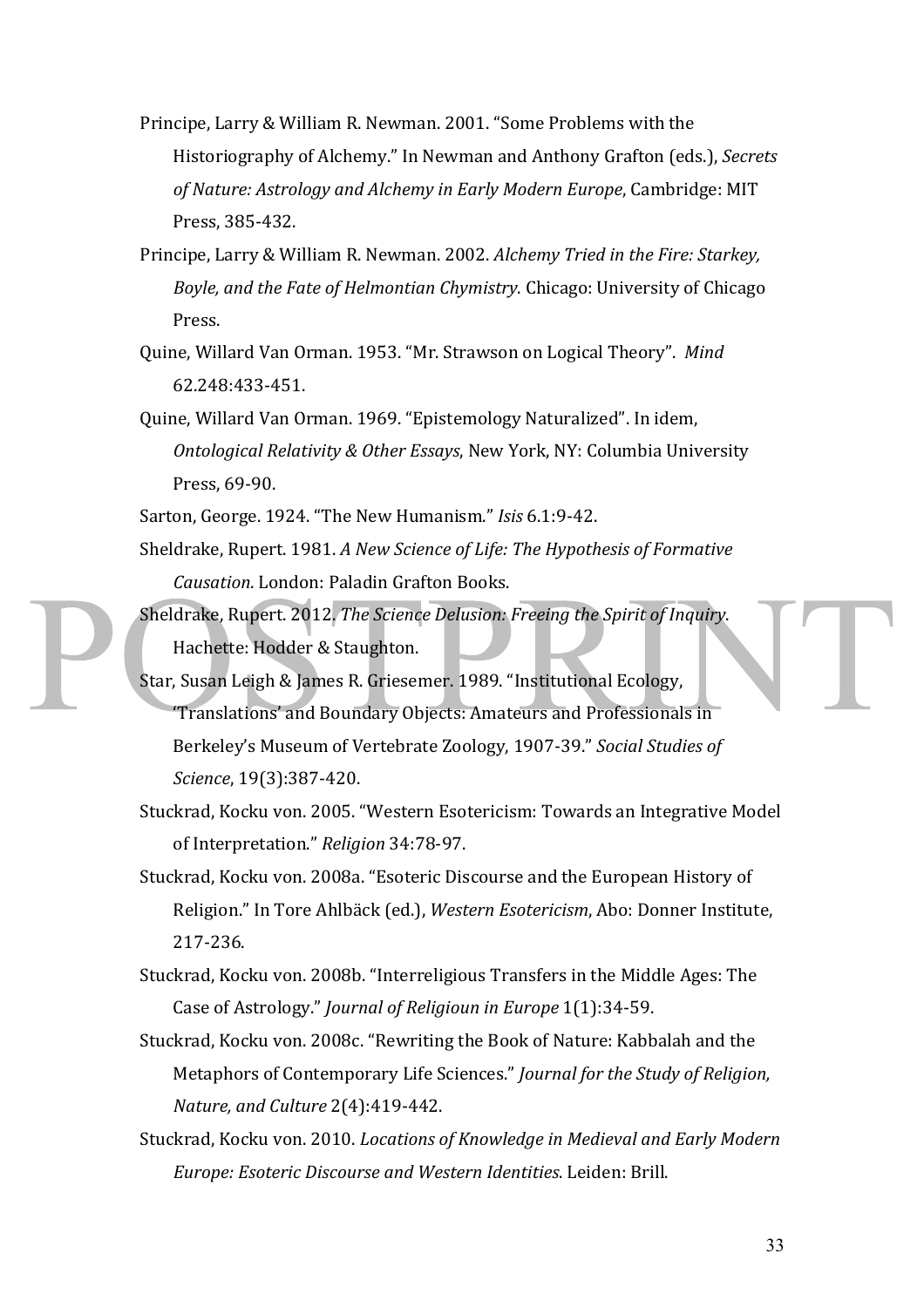Principe, Larry & William R. Newman. 2001. "Some Problems with the Historiography of Alchemy." In Newman and Anthony Grafton (eds.), *Secrets of Nature: Astrology and Alchemy in Early Modern Europe*, Cambridge: MIT Press, 385-432.

Principe, Larry & William R. Newman. 2002. *Alchemy Tried in the Fire: Starkey, Boyle, and the Fate of Helmontian Chymistry.* Chicago: University of Chicago Press.

Quine, Willard Van Orman. 1953. "Mr. Strawson on Logical Theory". *Mind* 62.248:433-451.

Quine, Willard Van Orman. 1969. "Epistemology Naturalized". In idem, *Ontological Relativity & Other Essays*, New York, NY: Columbia University Press, 69-90.

Sarton, George. 1924. "The New Humanism." *Isis* 6.1:9-42.

Sheldrake, Rupert. 1981. *A New Science of Life: The Hypothesis of Formative Causation*. London: Paladin Grafton Books.

Sheldrake, Rupert. 2012. *The Science Delusion: Freeing the Spirit of Inquiry*. Hachette: Hodder & Staughton.

Star, Susan Leigh & James R. Griesemer. 1989. "Institutional Ecology, 'Translations' and Boundary Objects: Amateurs and Professionals in Berkeley's Museum of Vertebrate Zoology, 1907-39." *Social Studies of Science*, 19(3):387-420.

Stuckrad, Kocku von. 2005. "Western Esotericism: Towards an Integrative Model of Interpretation." *Religion* 34:78-97.

Stuckrad, Kocku von. 2008a. "Esoteric Discourse and the European History of Religion." In Tore Ahlbäck (ed.), *Western Esotericism*, Abo: Donner Institute, 217-236.

Stuckrad, Kocku von. 2008b. "Interreligious Transfers in the Middle Ages: The Case of Astrology." *Journal of Religioun in Europe* 1(1):34-59.

Stuckrad, Kocku von. 2008c. "Rewriting the Book of Nature: Kabbalah and the Metaphors of Contemporary Life Sciences." *Journal for the Study of Religion, Nature, and Culture* 2(4):419-442.

Stuckrad, Kocku von. 2010. *Locations of Knowledge in Medieval and Early Modern Europe: Esoteric Discourse and Western Identities*. Leiden: Brill.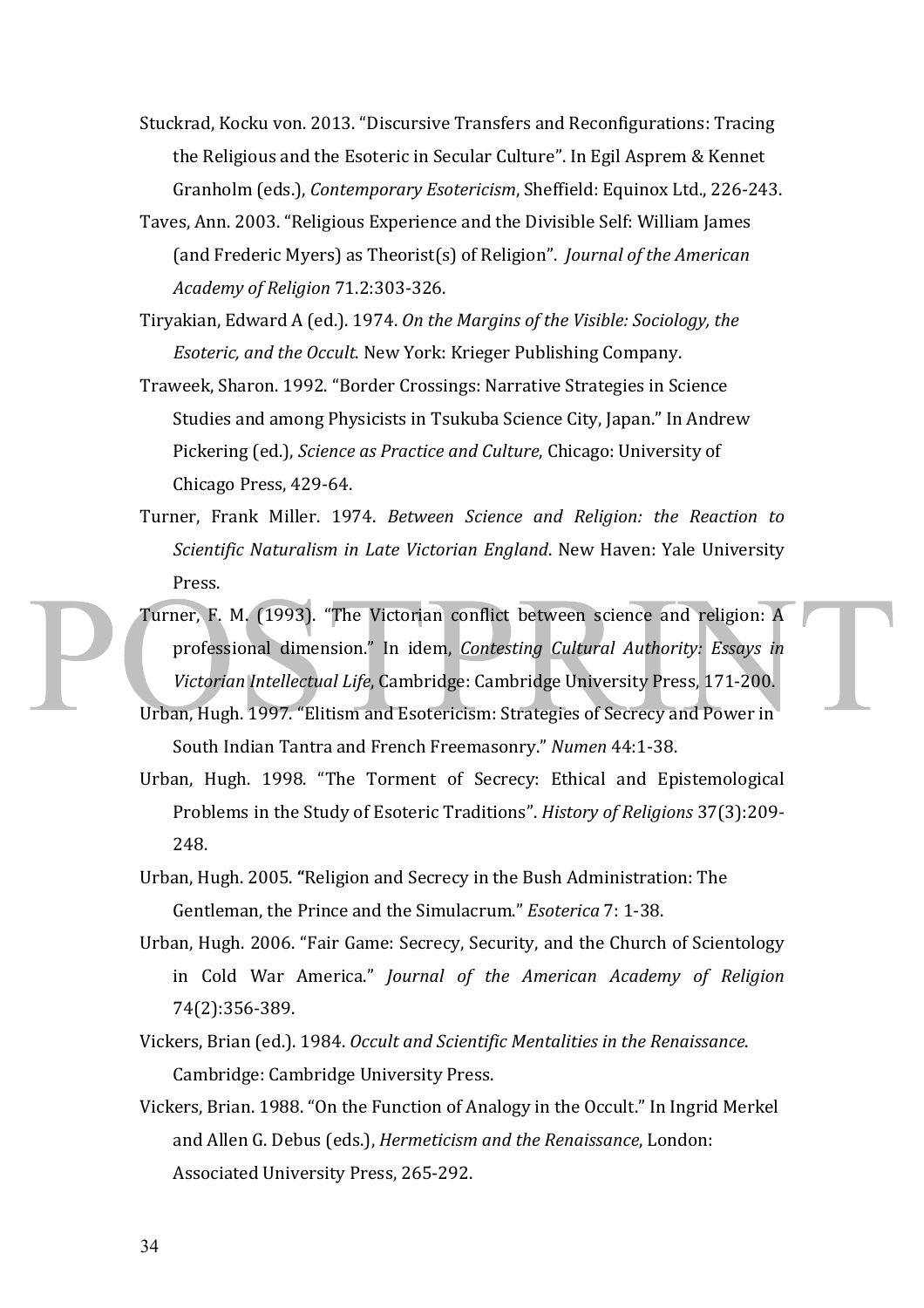Stuckrad, Kocku von. 2013. "Discursive Transfers and Reconfigurations: Tracing the Religious and the Esoteric in Secular Culture". In Egil Asprem & Kennet Granholm (eds.), *Contemporary Esotericism*, Sheffield: Equinox Ltd., 226-243.

Taves, Ann. 2003. "Religious Experience and the Divisible Self: William James (and Frederic Myers) as Theorist(s) of Religion". *Journal of the American Academy of Religion* 71.2:303-326.

Tiryakian, Edward A (ed.). 1974. *On the Margins of the Visible: Sociology, the Esoteric, and the Occult*. New York: Krieger Publishing Company.

Traweek, Sharon. 1992. "Border Crossings: Narrative Strategies in Science Studies and among Physicists in Tsukuba Science City, Japan." In Andrew Pickering (ed.), *Science as Practice and Culture*, Chicago: University of Chicago Press, 429-64.

Turner, Frank Miller. 1974. *Between Science and Religion: the Reaction to Scientific Naturalism in Late Victorian England*. New Haven: Yale University Press.

Turner, F. M. (1993). "The Victorian conflict between science and religion: A professional dimension." In idem, *Contesting Cultural Authority: Essays in Victorian Intellectual Life*, Cambridge: Cambridge University Press, 171-200.

Urban, Hugh. 1997. "Elitism and Esotericism: Strategies of Secrecy and Power in South Indian Tantra and French Freemasonry." *Numen* 44:1-38.

Urban, Hugh. 1998. "The Torment of Secrecy: Ethical and Epistemological Problems in the Study of Esoteric Traditions". *History of Religions* 37(3):209-248.

Urban, Hugh. 2005. "Religion and Secrecy in the Bush Administration: The Gentleman, the Prince and the Simulacrum." *Esoterica* 7: 1-38.

Urban, Hugh. 2006. "Fair Game: Secrecy, Security, and the Church of Scientology in Cold War America." *Journal of the American Academy of Religion* 74(2):356-389.

Vickers, Brian (ed.). 1984. *Occult and Scientific Mentalities in the Renaissance*. Cambridge: Cambridge University Press.

Vickers, Brian. 1988. "On the Function of Analogy in the Occult." In Ingrid Merkel and Allen G. Debus (eds.), *Hermeticism and the Renaissance*, London: Associated University Press, 265-292.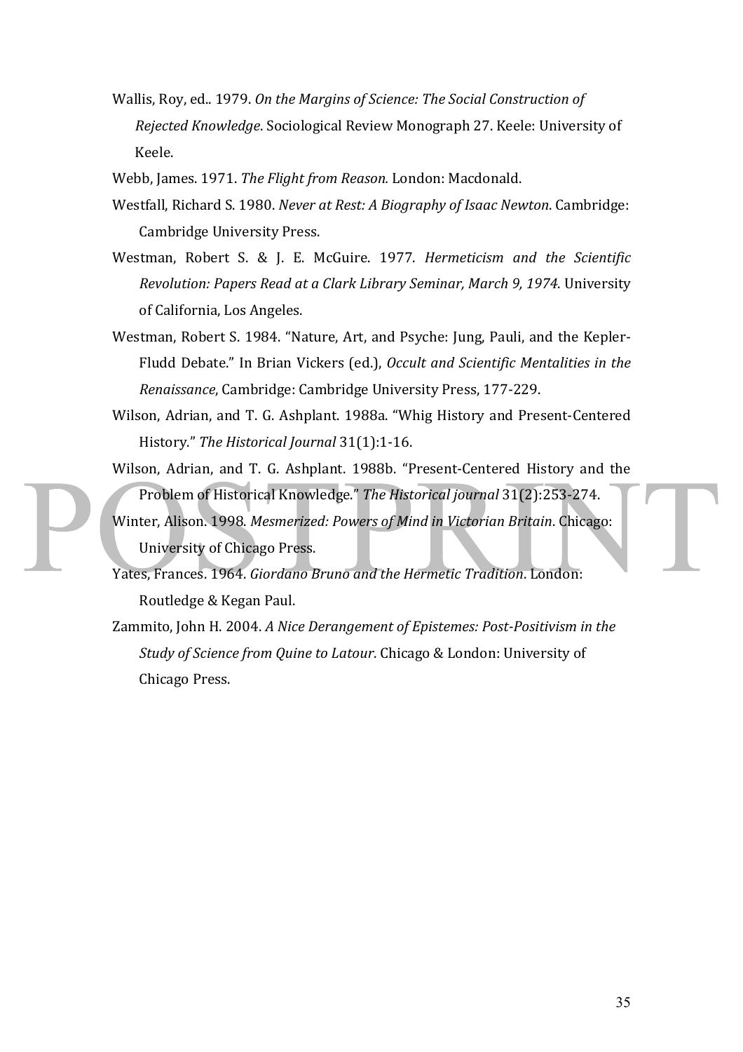Wallis, Roy, ed.. 1979. *On the Margins of Science: The Social Construction of Rejected Knowledge*. Sociological Review Monograph 27. Keele: University of Keele.

Webb, James. 1971. *The Flight from Reason.* London: Macdonald.

Westfall, Richard S. 1980. *Never at Rest: A Biography of Isaac Newton*. Cambridge: Cambridge University Press.

Westman, Robert S. & J. E. McGuire. 1977. *Hermeticism and the Scientific Revolution: Papers Read at a Clark Library Seminar, March 9, 1974*. University of California, Los Angeles.

Westman, Robert S. 1984. "Nature, Art, and Psyche: Jung, Pauli, and the Kepler-Fludd Debate." In Brian Vickers (ed.), *Occult and Scientific Mentalities in the Renaissance*, Cambridge: Cambridge University Press, 177-229.

Wilson, Adrian, and T. G. Ashplant. 1988a. "Whig History and Present-Centered History." *The Historical Journal* 31(1):1-16.

Wilson, Adrian, and T. G. Ashplant. 1988b. "Present-Centered History and the Problem of Historical Knowledge." *The Historical journal* 31(2):253-274.

Winter, Alison. 1998. *Mesmerized: Powers of Mind in Victorian Britain*. Chicago: University of Chicago Press.

Yates, Frances. 1964. *Giordano Bruno and the Hermetic Tradition*. London: Routledge & Kegan Paul.

Zammito, John H. 2004. *A Nice Derangement of Epistemes: Post-Positivism in the Study of Science from Quine to Latour*. Chicago & London: University of Chicago Press.